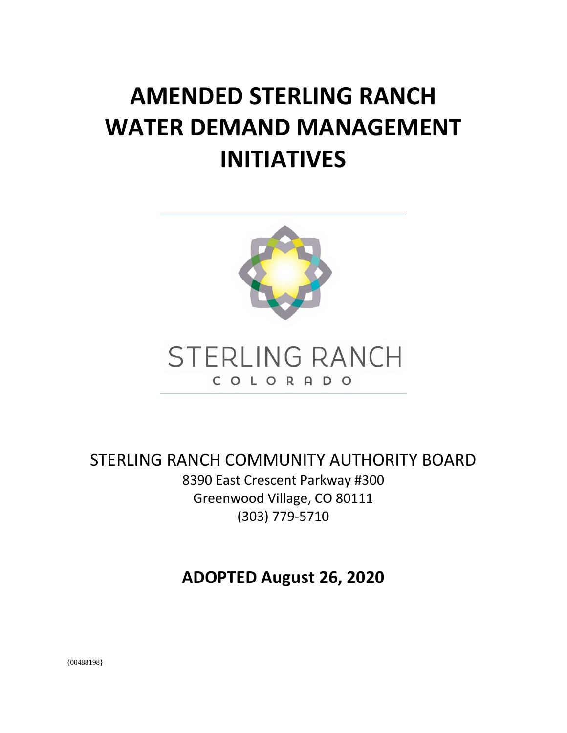# AMENDED STERLING RANCH WATER DEMAND MANAGEMENT INITIATIVES

STERLING RANCH

COLORADO

STERLING RANCH COMMUNITY AUTHORITY BOARD

8390 East Crescent Parkway #300
Greenwood Village, CO 80111
(303) 779-5710

**ADOPTED August 26, 2020**

{00488198}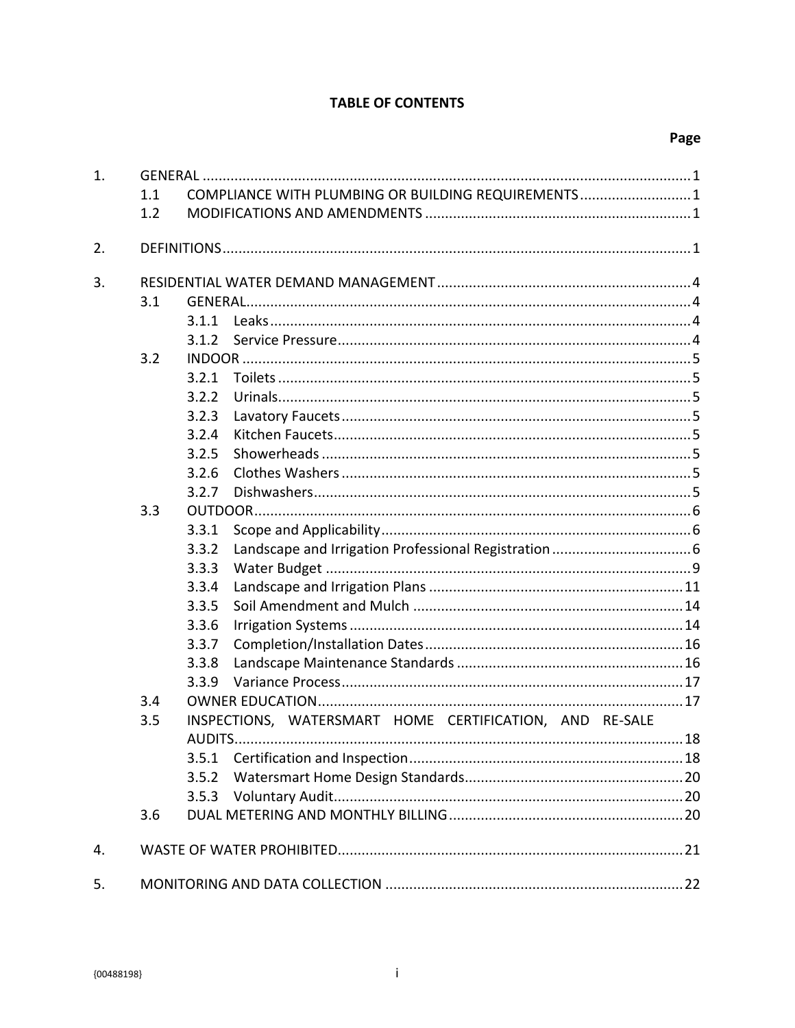**TABLE OF CONTENTS**

| | | | Page |
|---|---|---|---|
| 1. | GENERAL | | 1 |
| | 1.1 | COMPLIANCE WITH PLUMBING OR BUILDING REQUIREMENTS | 1 |
| | 1.2 | MODIFICATIONS AND AMENDMENTS | 1 |
| 2. | DEFINITIONS | | 1 |
| 3. | RESIDENTIAL WATER DEMAND MANAGEMENT | | 4 |
| | 3.1 | GENERAL | 4 |
| | | 3.1.1 Leaks | 4 |
| | | 3.1.2 Service Pressure | 4 |
| | 3.2 | INDOOR | 5 |
| | | 3.2.1 Toilets | 5 |
| | | 3.2.2 Urinals | 5 |
| | | 3.2.3 Lavatory Faucets | 5 |
| | | 3.2.4 Kitchen Faucets | 5 |
| | | 3.2.5 Showerheads | 5 |
| | | 3.2.6 Clothes Washers | 5 |
| | | 3.2.7 Dishwashers | 5 |
| | 3.3 | OUTDOOR | 6 |
| | | 3.3.1 Scope and Applicability | 6 |
| | | 3.3.2 Landscape and Irrigation Professional Registration | 6 |
| | | 3.3.3 Water Budget | 9 |
| | | 3.3.4 Landscape and Irrigation Plans | 11 |
| | | 3.3.5 Soil Amendment and Mulch | 14 |
| | | 3.3.6 Irrigation Systems | 14 |
| | | 3.3.7 Completion/Installation Dates | 16 |
| | | 3.3.8 Landscape Maintenance Standards | 16 |
| | | 3.3.9 Variance Process | 17 |
| | 3.4 | OWNER EDUCATION | 17 |
| | 3.5 | INSPECTIONS, WATERSMART HOME CERTIFICATION, AND RE-SALE AUDITS | 18 |
| | | 3.5.1 Certification and Inspection | 18 |
| | | 3.5.2 Watersmart Home Design Standards | 20 |
| | | 3.5.3 Voluntary Audit | 20 |
| | 3.6 | DUAL METERING AND MONTHLY BILLING | 20 |
| 4. | WASTE OF WATER PROHIBITED | | 21 |
| 5. | MONITORING AND DATA COLLECTION | | 22 |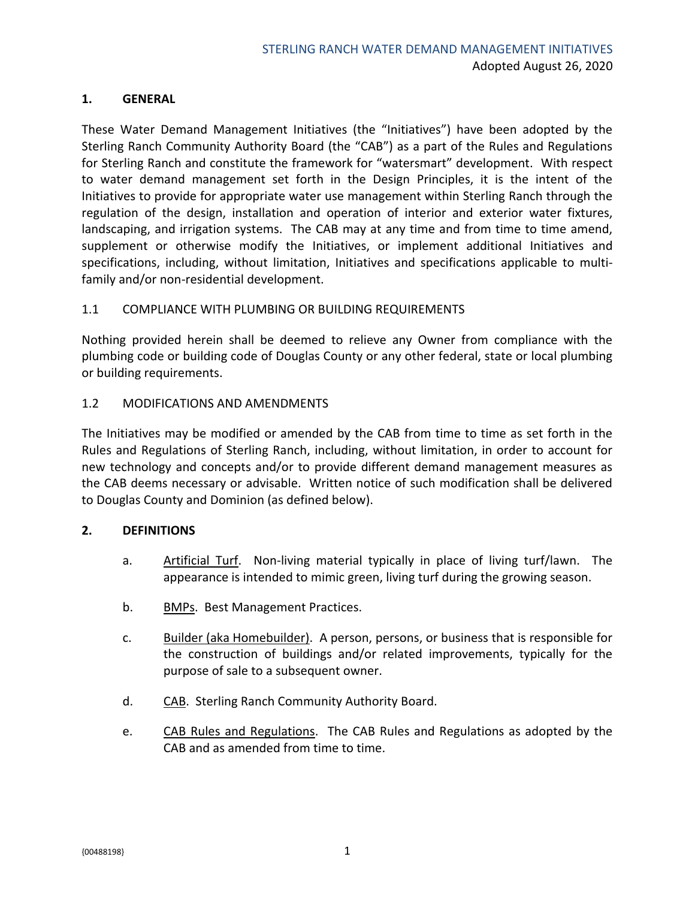## 1. GENERAL

These Water Demand Management Initiatives (the "Initiatives") have been adopted by the Sterling Ranch Community Authority Board (the "CAB") as a part of the Rules and Regulations for Sterling Ranch and constitute the framework for "watersmart" development. With respect to water demand management set forth in the Design Principles, it is the intent of the Initiatives to provide for appropriate water use management within Sterling Ranch through the regulation of the design, installation and operation of interior and exterior water fixtures, landscaping, and irrigation systems. The CAB may at any time and from time to time amend, supplement or otherwise modify the Initiatives, or implement additional Initiatives and specifications, including, without limitation, Initiatives and specifications applicable to multi-family and/or non-residential development.

### 1.1 COMPLIANCE WITH PLUMBING OR BUILDING REQUIREMENTS

Nothing provided herein shall be deemed to relieve any Owner from compliance with the plumbing code or building code of Douglas County or any other federal, state or local plumbing or building requirements.

### 1.2 MODIFICATIONS AND AMENDMENTS

The Initiatives may be modified or amended by the CAB from time to time as set forth in the Rules and Regulations of Sterling Ranch, including, without limitation, in order to account for new technology and concepts and/or to provide different demand management measures as the CAB deems necessary or advisable. Written notice of such modification shall be delivered to Douglas County and Dominion (as defined below).

## 2. DEFINITIONS

a. Artificial Turf. Non-living material typically in place of living turf/lawn. The appearance is intended to mimic green, living turf during the growing season.

b. BMPs. Best Management Practices.

c. Builder (aka Homebuilder). A person, persons, or business that is responsible for the construction of buildings and/or related improvements, typically for the purpose of sale to a subsequent owner.

d. CAB. Sterling Ranch Community Authority Board.

e. CAB Rules and Regulations. The CAB Rules and Regulations as adopted by the CAB and as amended from time to time.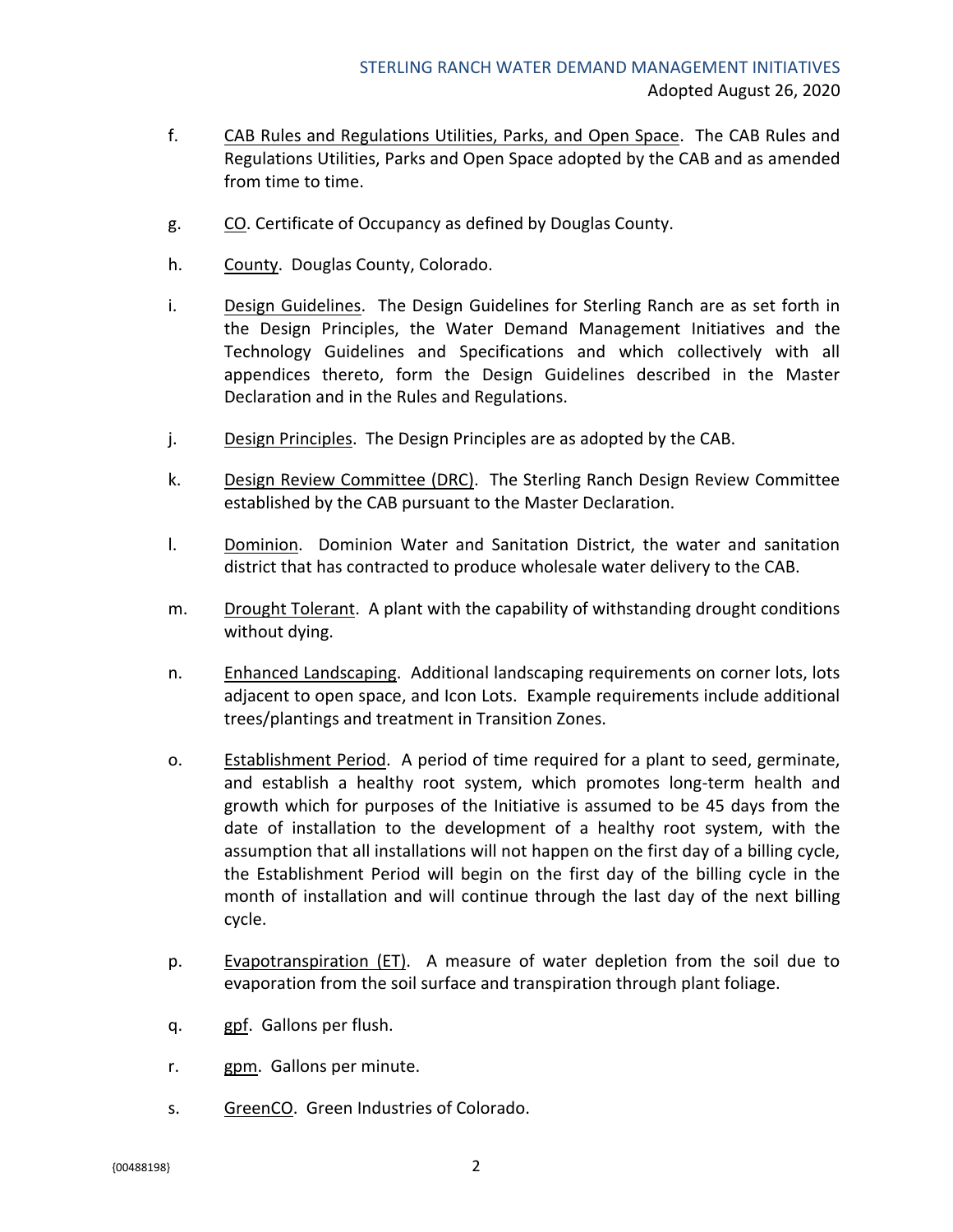f. <u>CAB Rules and Regulations Utilities, Parks, and Open Space</u>. The CAB Rules and Regulations Utilities, Parks and Open Space adopted by the CAB and as amended from time to time.

g. <u>CO</u>. Certificate of Occupancy as defined by Douglas County.

h. <u>County</u>. Douglas County, Colorado.

i. <u>Design Guidelines</u>. The Design Guidelines for Sterling Ranch are as set forth in the Design Principles, the Water Demand Management Initiatives and the Technology Guidelines and Specifications and which collectively with all appendices thereto, form the Design Guidelines described in the Master Declaration and in the Rules and Regulations.

j. <u>Design Principles</u>. The Design Principles are as adopted by the CAB.

k. <u>Design Review Committee (DRC)</u>. The Sterling Ranch Design Review Committee established by the CAB pursuant to the Master Declaration.

l. <u>Dominion</u>. Dominion Water and Sanitation District, the water and sanitation district that has contracted to produce wholesale water delivery to the CAB.

m. <u>Drought Tolerant</u>. A plant with the capability of withstanding drought conditions without dying.

n. <u>Enhanced Landscaping</u>. Additional landscaping requirements on corner lots, lots adjacent to open space, and Icon Lots. Example requirements include additional trees/plantings and treatment in Transition Zones.

o. <u>Establishment Period</u>. A period of time required for a plant to seed, germinate, and establish a healthy root system, which promotes long-term health and growth which for purposes of the Initiative is assumed to be 45 days from the date of installation to the development of a healthy root system, with the assumption that all installations will not happen on the first day of a billing cycle, the Establishment Period will begin on the first day of the billing cycle in the month of installation and will continue through the last day of the next billing cycle.

p. <u>Evapotranspiration (ET)</u>. A measure of water depletion from the soil due to evaporation from the soil surface and transpiration through plant foliage.

q. <u>gpf</u>. Gallons per flush.

r. <u>gpm</u>. Gallons per minute.

s. <u>GreenCO</u>. Green Industries of Colorado.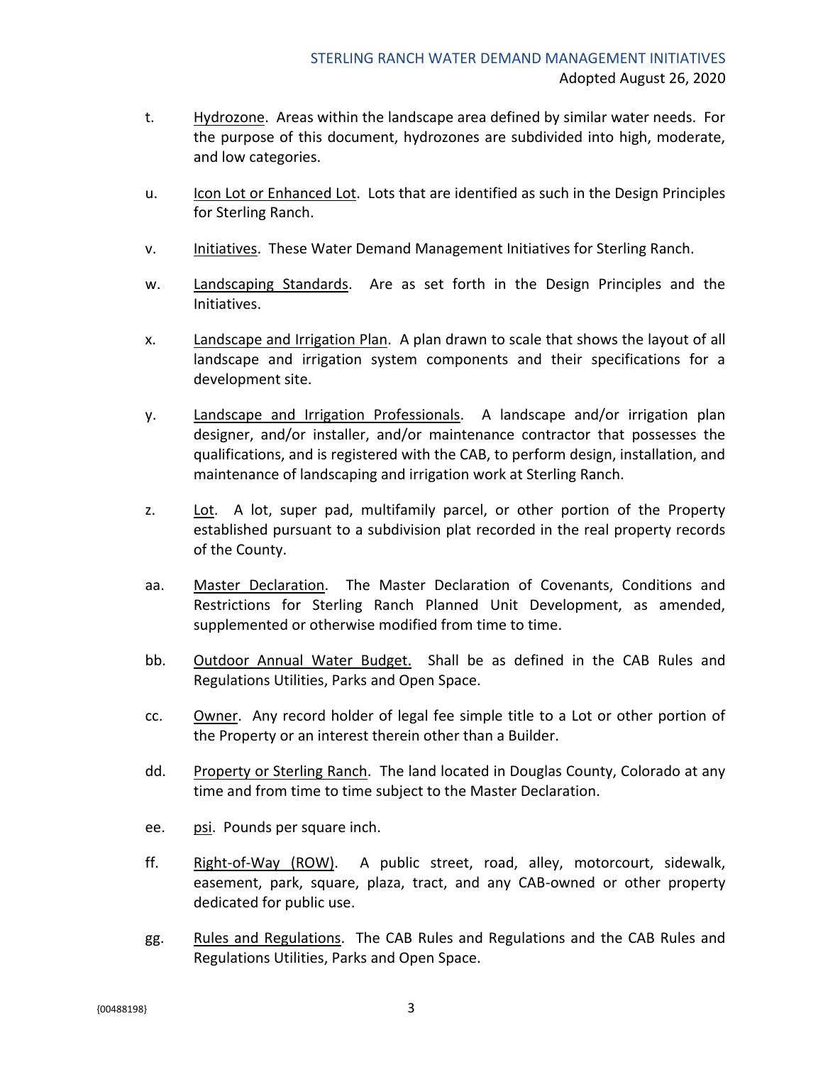t. Hydrozone. Areas within the landscape area defined by similar water needs. For the purpose of this document, hydrozones are subdivided into high, moderate, and low categories.

u. Icon Lot or Enhanced Lot. Lots that are identified as such in the Design Principles for Sterling Ranch.

v. Initiatives. These Water Demand Management Initiatives for Sterling Ranch.

w. Landscaping Standards. Are as set forth in the Design Principles and the Initiatives.

x. Landscape and Irrigation Plan. A plan drawn to scale that shows the layout of all landscape and irrigation system components and their specifications for a development site.

y. Landscape and Irrigation Professionals. A landscape and/or irrigation plan designer, and/or installer, and/or maintenance contractor that possesses the qualifications, and is registered with the CAB, to perform design, installation, and maintenance of landscaping and irrigation work at Sterling Ranch.

z. Lot. A lot, super pad, multifamily parcel, or other portion of the Property established pursuant to a subdivision plat recorded in the real property records of the County.

aa. Master Declaration. The Master Declaration of Covenants, Conditions and Restrictions for Sterling Ranch Planned Unit Development, as amended, supplemented or otherwise modified from time to time.

bb. Outdoor Annual Water Budget. Shall be as defined in the CAB Rules and Regulations Utilities, Parks and Open Space.

cc. Owner. Any record holder of legal fee simple title to a Lot or other portion of the Property or an interest therein other than a Builder.

dd. Property or Sterling Ranch. The land located in Douglas County, Colorado at any time and from time to time subject to the Master Declaration.

ee. psi. Pounds per square inch.

ff. Right-of-Way (ROW). A public street, road, alley, motorcourt, sidewalk, easement, park, square, plaza, tract, and any CAB-owned or other property dedicated for public use.

gg. Rules and Regulations. The CAB Rules and Regulations and the CAB Rules and Regulations Utilities, Parks and Open Space.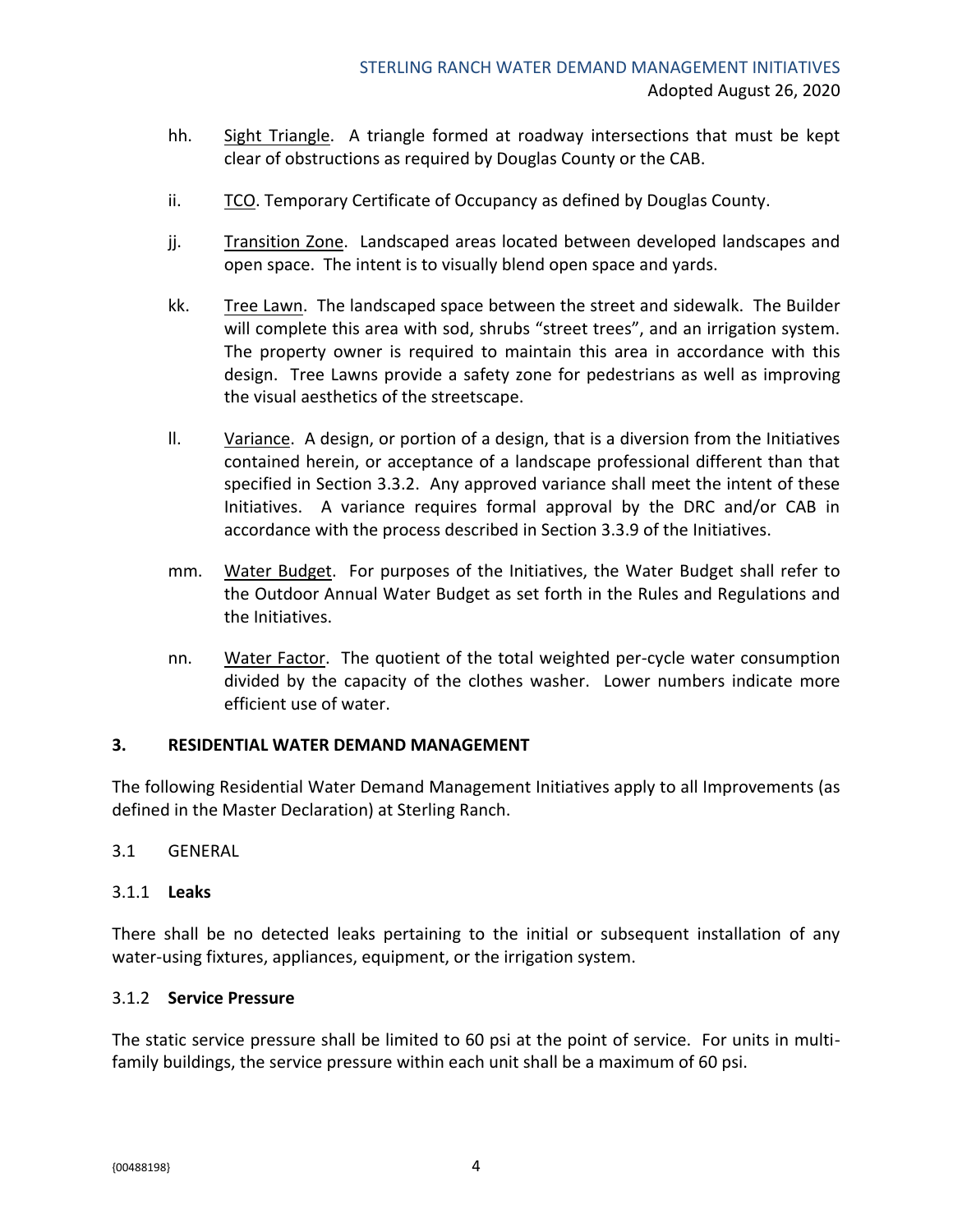hh. Sight Triangle. A triangle formed at roadway intersections that must be kept clear of obstructions as required by Douglas County or the CAB.

ii. TCO. Temporary Certificate of Occupancy as defined by Douglas County.

jj. Transition Zone. Landscaped areas located between developed landscapes and open space. The intent is to visually blend open space and yards.

kk. Tree Lawn. The landscaped space between the street and sidewalk. The Builder will complete this area with sod, shrubs "street trees", and an irrigation system. The property owner is required to maintain this area in accordance with this design. Tree Lawns provide a safety zone for pedestrians as well as improving the visual aesthetics of the streetscape.

ll. Variance. A design, or portion of a design, that is a diversion from the Initiatives contained herein, or acceptance of a landscape professional different than that specified in Section 3.3.2. Any approved variance shall meet the intent of these Initiatives. A variance requires formal approval by the DRC and/or CAB in accordance with the process described in Section 3.3.9 of the Initiatives.

mm. Water Budget. For purposes of the Initiatives, the Water Budget shall refer to the Outdoor Annual Water Budget as set forth in the Rules and Regulations and the Initiatives.

nn. Water Factor. The quotient of the total weighted per-cycle water consumption divided by the capacity of the clothes washer. Lower numbers indicate more efficient use of water.

## 3. RESIDENTIAL WATER DEMAND MANAGEMENT

The following Residential Water Demand Management Initiatives apply to all Improvements (as defined in the Master Declaration) at Sterling Ranch.

### 3.1 GENERAL

#### 3.1.1 Leaks

There shall be no detected leaks pertaining to the initial or subsequent installation of any water-using fixtures, appliances, equipment, or the irrigation system.

#### 3.1.2 Service Pressure

The static service pressure shall be limited to 60 psi at the point of service. For units in multi-family buildings, the service pressure within each unit shall be a maximum of 60 psi.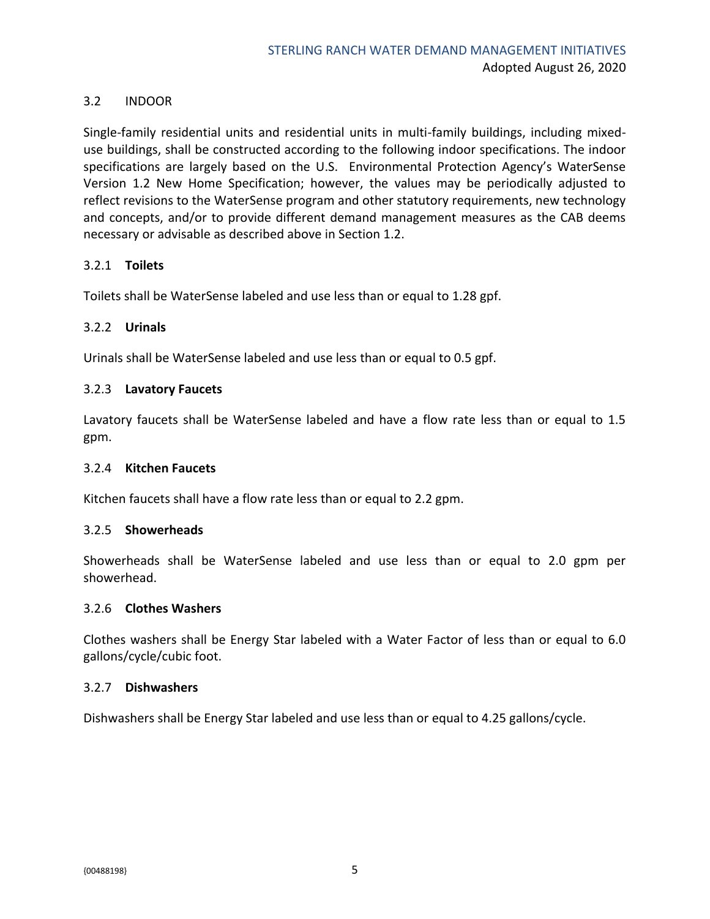## 3.2 INDOOR

Single-family residential units and residential units in multi-family buildings, including mixed-use buildings, shall be constructed according to the following indoor specifications. The indoor specifications are largely based on the U.S. Environmental Protection Agency's WaterSense Version 1.2 New Home Specification; however, the values may be periodically adjusted to reflect revisions to the WaterSense program and other statutory requirements, new technology and concepts, and/or to provide different demand management measures as the CAB deems necessary or advisable as described above in Section 1.2.

### 3.2.1 **Toilets**

Toilets shall be WaterSense labeled and use less than or equal to 1.28 gpf.

### 3.2.2 **Urinals**

Urinals shall be WaterSense labeled and use less than or equal to 0.5 gpf.

### 3.2.3 **Lavatory Faucets**

Lavatory faucets shall be WaterSense labeled and have a flow rate less than or equal to 1.5 gpm.

### 3.2.4 **Kitchen Faucets**

Kitchen faucets shall have a flow rate less than or equal to 2.2 gpm.

### 3.2.5 **Showerheads**

Showerheads shall be WaterSense labeled and use less than or equal to 2.0 gpm per showerhead.

### 3.2.6 **Clothes Washers**

Clothes washers shall be Energy Star labeled with a Water Factor of less than or equal to 6.0 gallons/cycle/cubic foot.

### 3.2.7 **Dishwashers**

Dishwashers shall be Energy Star labeled and use less than or equal to 4.25 gallons/cycle.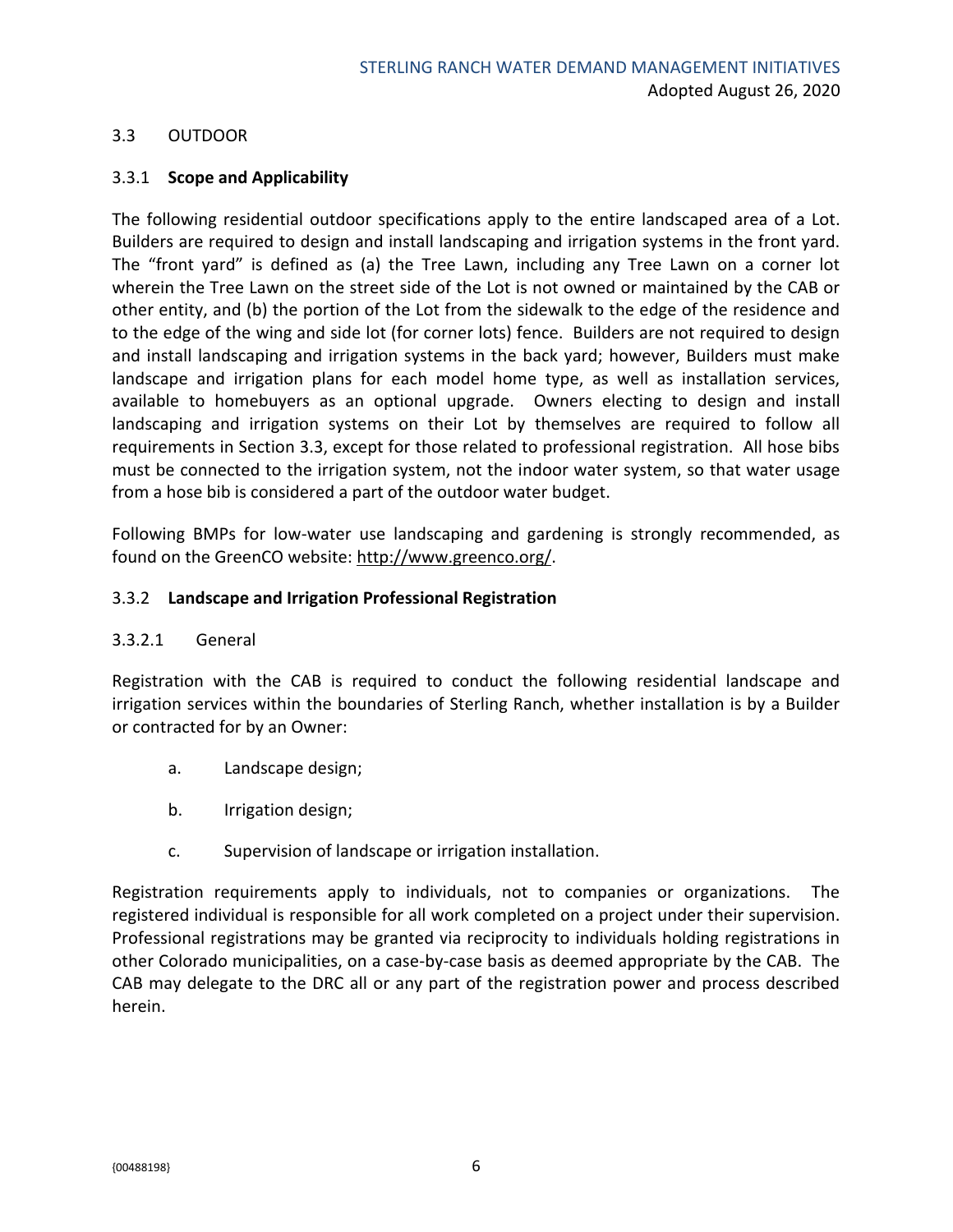## 3.3 OUTDOOR

### 3.3.1 **Scope and Applicability**

The following residential outdoor specifications apply to the entire landscaped area of a Lot. Builders are required to design and install landscaping and irrigation systems in the front yard. The "front yard" is defined as (a) the Tree Lawn, including any Tree Lawn on a corner lot wherein the Tree Lawn on the street side of the Lot is not owned or maintained by the CAB or other entity, and (b) the portion of the Lot from the sidewalk to the edge of the residence and to the edge of the wing and side lot (for corner lots) fence. Builders are not required to design and install landscaping and irrigation systems in the back yard; however, Builders must make landscape and irrigation plans for each model home type, as well as installation services, available to homebuyers as an optional upgrade. Owners electing to design and install landscaping and irrigation systems on their Lot by themselves are required to follow all requirements in Section 3.3, except for those related to professional registration. All hose bibs must be connected to the irrigation system, not the indoor water system, so that water usage from a hose bib is considered a part of the outdoor water budget.

Following BMPs for low-water use landscaping and gardening is strongly recommended, as found on the GreenCO website: http://www.greenco.org/.

### 3.3.2 **Landscape and Irrigation Professional Registration**

#### 3.3.2.1 General

Registration with the CAB is required to conduct the following residential landscape and irrigation services within the boundaries of Sterling Ranch, whether installation is by a Builder or contracted for by an Owner:

a. Landscape design;

b. Irrigation design;

c. Supervision of landscape or irrigation installation.

Registration requirements apply to individuals, not to companies or organizations. The registered individual is responsible for all work completed on a project under their supervision. Professional registrations may be granted via reciprocity to individuals holding registrations in other Colorado municipalities, on a case-by-case basis as deemed appropriate by the CAB. The CAB may delegate to the DRC all or any part of the registration power and process described herein.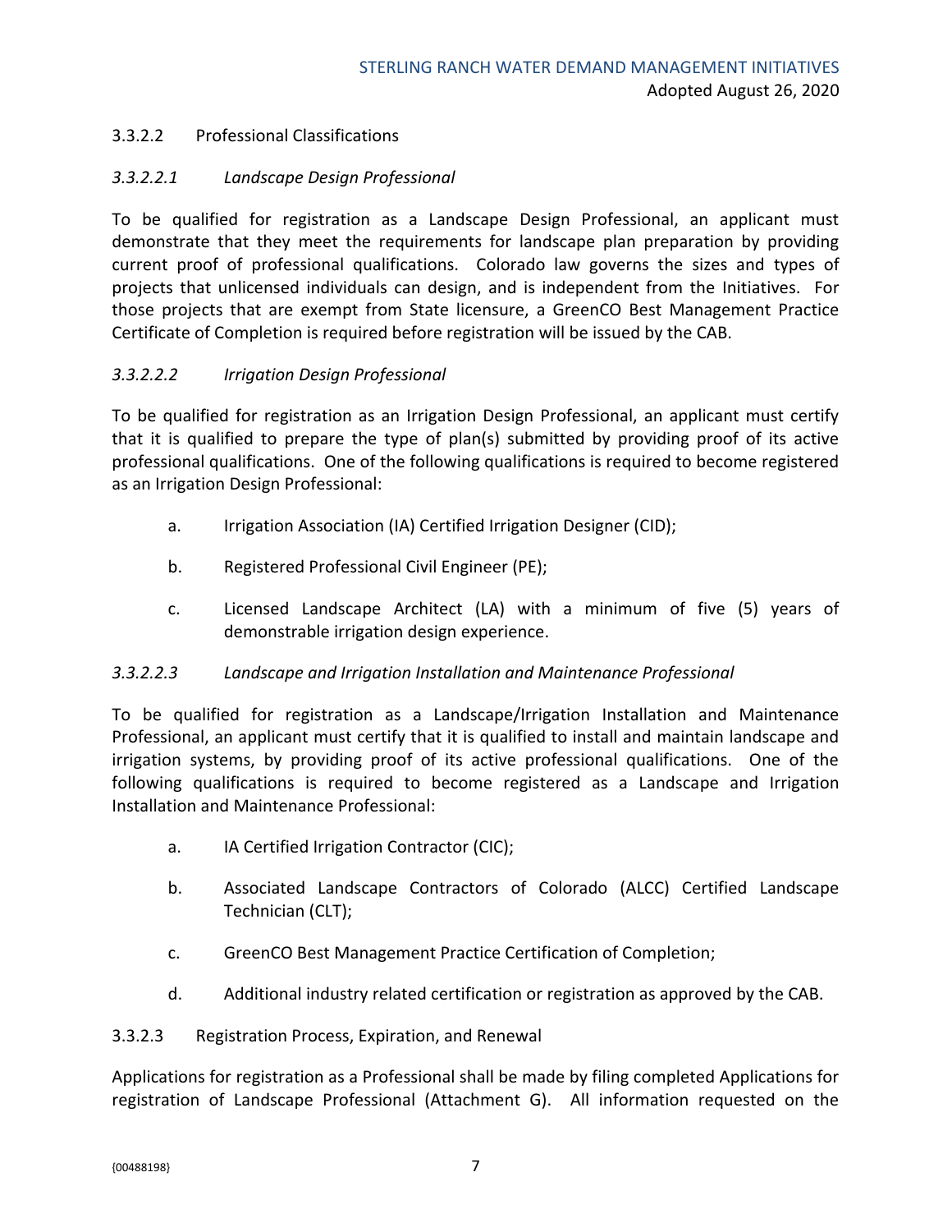### 3.3.2.2 Professional Classifications

#### *3.3.2.2.1 Landscape Design Professional*

To be qualified for registration as a Landscape Design Professional, an applicant must demonstrate that they meet the requirements for landscape plan preparation by providing current proof of professional qualifications. Colorado law governs the sizes and types of projects that unlicensed individuals can design, and is independent from the Initiatives. For those projects that are exempt from State licensure, a GreenCO Best Management Practice Certificate of Completion is required before registration will be issued by the CAB.

#### *3.3.2.2.2 Irrigation Design Professional*

To be qualified for registration as an Irrigation Design Professional, an applicant must certify that it is qualified to prepare the type of plan(s) submitted by providing proof of its active professional qualifications. One of the following qualifications is required to become registered as an Irrigation Design Professional:

a. Irrigation Association (IA) Certified Irrigation Designer (CID);

b. Registered Professional Civil Engineer (PE);

c. Licensed Landscape Architect (LA) with a minimum of five (5) years of demonstrable irrigation design experience.

#### *3.3.2.2.3 Landscape and Irrigation Installation and Maintenance Professional*

To be qualified for registration as a Landscape/Irrigation Installation and Maintenance Professional, an applicant must certify that it is qualified to install and maintain landscape and irrigation systems, by providing proof of its active professional qualifications. One of the following qualifications is required to become registered as a Landscape and Irrigation Installation and Maintenance Professional:

a. IA Certified Irrigation Contractor (CIC);

b. Associated Landscape Contractors of Colorado (ALCC) Certified Landscape Technician (CLT);

c. GreenCO Best Management Practice Certification of Completion;

d. Additional industry related certification or registration as approved by the CAB.

### 3.3.2.3 Registration Process, Expiration, and Renewal

Applications for registration as a Professional shall be made by filing completed Applications for registration of Landscape Professional (Attachment G). All information requested on the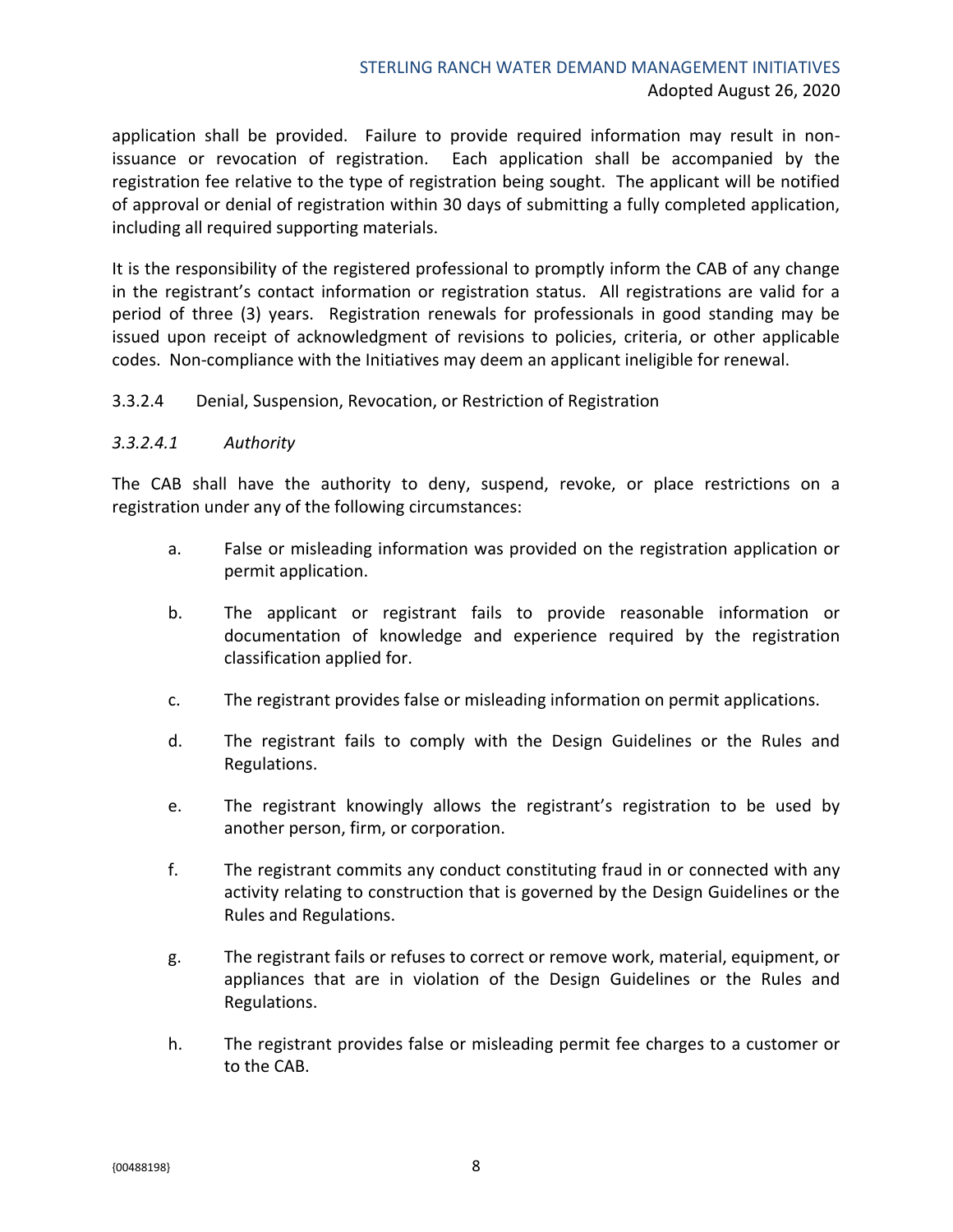application shall be provided. Failure to provide required information may result in non-issuance or revocation of registration. Each application shall be accompanied by the registration fee relative to the type of registration being sought. The applicant will be notified of approval or denial of registration within 30 days of submitting a fully completed application, including all required supporting materials.

It is the responsibility of the registered professional to promptly inform the CAB of any change in the registrant's contact information or registration status. All registrations are valid for a period of three (3) years. Registration renewals for professionals in good standing may be issued upon receipt of acknowledgment of revisions to policies, criteria, or other applicable codes. Non-compliance with the Initiatives may deem an applicant ineligible for renewal.

#### 3.3.2.4 Denial, Suspension, Revocation, or Restriction of Registration

##### *3.3.2.4.1 Authority*

The CAB shall have the authority to deny, suspend, revoke, or place restrictions on a registration under any of the following circumstances:

a. False or misleading information was provided on the registration application or permit application.

b. The applicant or registrant fails to provide reasonable information or documentation of knowledge and experience required by the registration classification applied for.

c. The registrant provides false or misleading information on permit applications.

d. The registrant fails to comply with the Design Guidelines or the Rules and Regulations.

e. The registrant knowingly allows the registrant's registration to be used by another person, firm, or corporation.

f. The registrant commits any conduct constituting fraud in or connected with any activity relating to construction that is governed by the Design Guidelines or the Rules and Regulations.

g. The registrant fails or refuses to correct or remove work, material, equipment, or appliances that are in violation of the Design Guidelines or the Rules and Regulations.

h. The registrant provides false or misleading permit fee charges to a customer or to the CAB.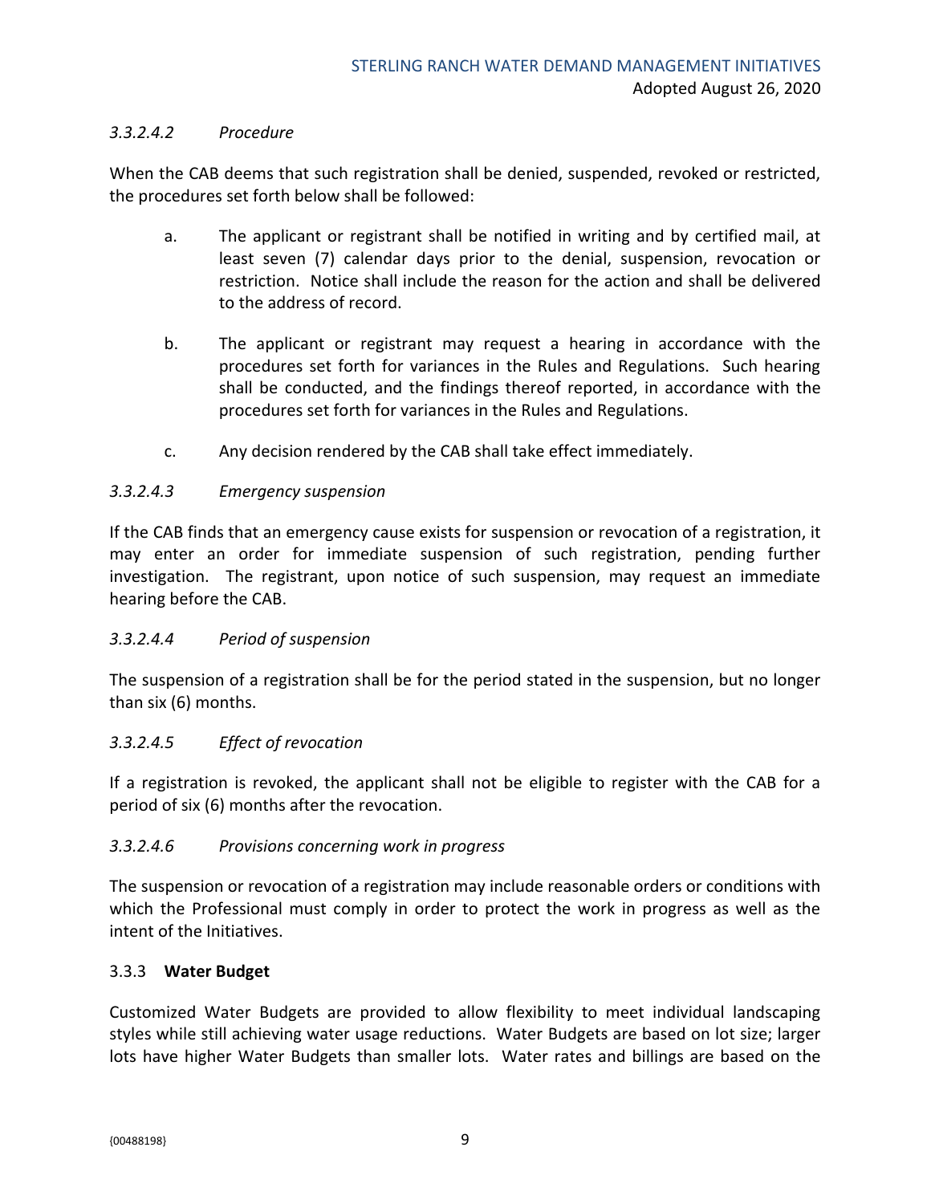*3.3.2.4.2 Procedure*

When the CAB deems that such registration shall be denied, suspended, revoked or restricted, the procedures set forth below shall be followed:

a. The applicant or registrant shall be notified in writing and by certified mail, at least seven (7) calendar days prior to the denial, suspension, revocation or restriction. Notice shall include the reason for the action and shall be delivered to the address of record.

b. The applicant or registrant may request a hearing in accordance with the procedures set forth for variances in the Rules and Regulations. Such hearing shall be conducted, and the findings thereof reported, in accordance with the procedures set forth for variances in the Rules and Regulations.

c. Any decision rendered by the CAB shall take effect immediately.

*3.3.2.4.3 Emergency suspension*

If the CAB finds that an emergency cause exists for suspension or revocation of a registration, it may enter an order for immediate suspension of such registration, pending further investigation. The registrant, upon notice of such suspension, may request an immediate hearing before the CAB.

*3.3.2.4.4 Period of suspension*

The suspension of a registration shall be for the period stated in the suspension, but no longer than six (6) months.

*3.3.2.4.5 Effect of revocation*

If a registration is revoked, the applicant shall not be eligible to register with the CAB for a period of six (6) months after the revocation.

*3.3.2.4.6 Provisions concerning work in progress*

The suspension or revocation of a registration may include reasonable orders or conditions with which the Professional must comply in order to protect the work in progress as well as the intent of the Initiatives.

### 3.3.3 **Water Budget**

Customized Water Budgets are provided to allow flexibility to meet individual landscaping styles while still achieving water usage reductions. Water Budgets are based on lot size; larger lots have higher Water Budgets than smaller lots. Water rates and billings are based on the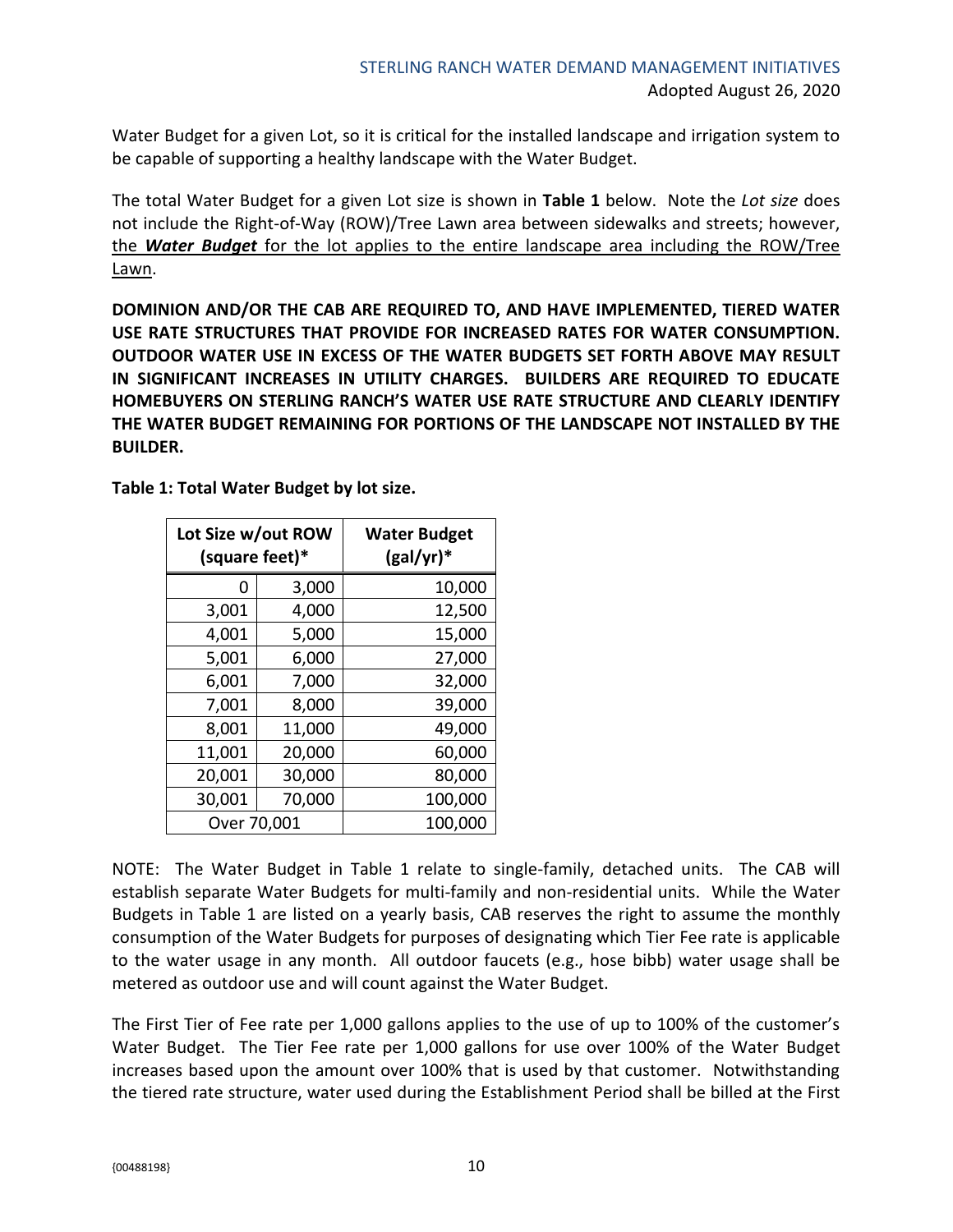Water Budget for a given Lot, so it is critical for the installed landscape and irrigation system to be capable of supporting a healthy landscape with the Water Budget.

The total Water Budget for a given Lot size is shown in **Table 1** below. Note the *Lot size* does not include the Right-of-Way (ROW)/Tree Lawn area between sidewalks and streets; however, <u>the ***Water Budget*** for the lot applies to the entire landscape area including the ROW/Tree Lawn</u>.

**DOMINION AND/OR THE CAB ARE REQUIRED TO, AND HAVE IMPLEMENTED, TIERED WATER USE RATE STRUCTURES THAT PROVIDE FOR INCREASED RATES FOR WATER CONSUMPTION. OUTDOOR WATER USE IN EXCESS OF THE WATER BUDGETS SET FORTH ABOVE MAY RESULT IN SIGNIFICANT INCREASES IN UTILITY CHARGES. BUILDERS ARE REQUIRED TO EDUCATE HOMEBUYERS ON STERLING RANCH'S WATER USE RATE STRUCTURE AND CLEARLY IDENTIFY THE WATER BUDGET REMAINING FOR PORTIONS OF THE LANDSCAPE NOT INSTALLED BY THE BUILDER.**

**Table 1: Total Water Budget by lot size.**

| Lot Size w/out ROW (square feet)* | | Water Budget (gal/yr)* |
|---|---|---|
| 0 | 3,000 | 10,000 |
| 3,001 | 4,000 | 12,500 |
| 4,001 | 5,000 | 15,000 |
| 5,001 | 6,000 | 27,000 |
| 6,001 | 7,000 | 32,000 |
| 7,001 | 8,000 | 39,000 |
| 8,001 | 11,000 | 49,000 |
| 11,001 | 20,000 | 60,000 |
| 20,001 | 30,000 | 80,000 |
| 30,001 | 70,000 | 100,000 |
| Over 70,001 | | 100,000 |

NOTE: The Water Budget in Table 1 relate to single-family, detached units. The CAB will establish separate Water Budgets for multi-family and non-residential units. While the Water Budgets in Table 1 are listed on a yearly basis, CAB reserves the right to assume the monthly consumption of the Water Budgets for purposes of designating which Tier Fee rate is applicable to the water usage in any month. All outdoor faucets (e.g., hose bibb) water usage shall be metered as outdoor use and will count against the Water Budget.

The First Tier of Fee rate per 1,000 gallons applies to the use of up to 100% of the customer's Water Budget. The Tier Fee rate per 1,000 gallons for use over 100% of the Water Budget increases based upon the amount over 100% that is used by that customer. Notwithstanding the tiered rate structure, water used during the Establishment Period shall be billed at the First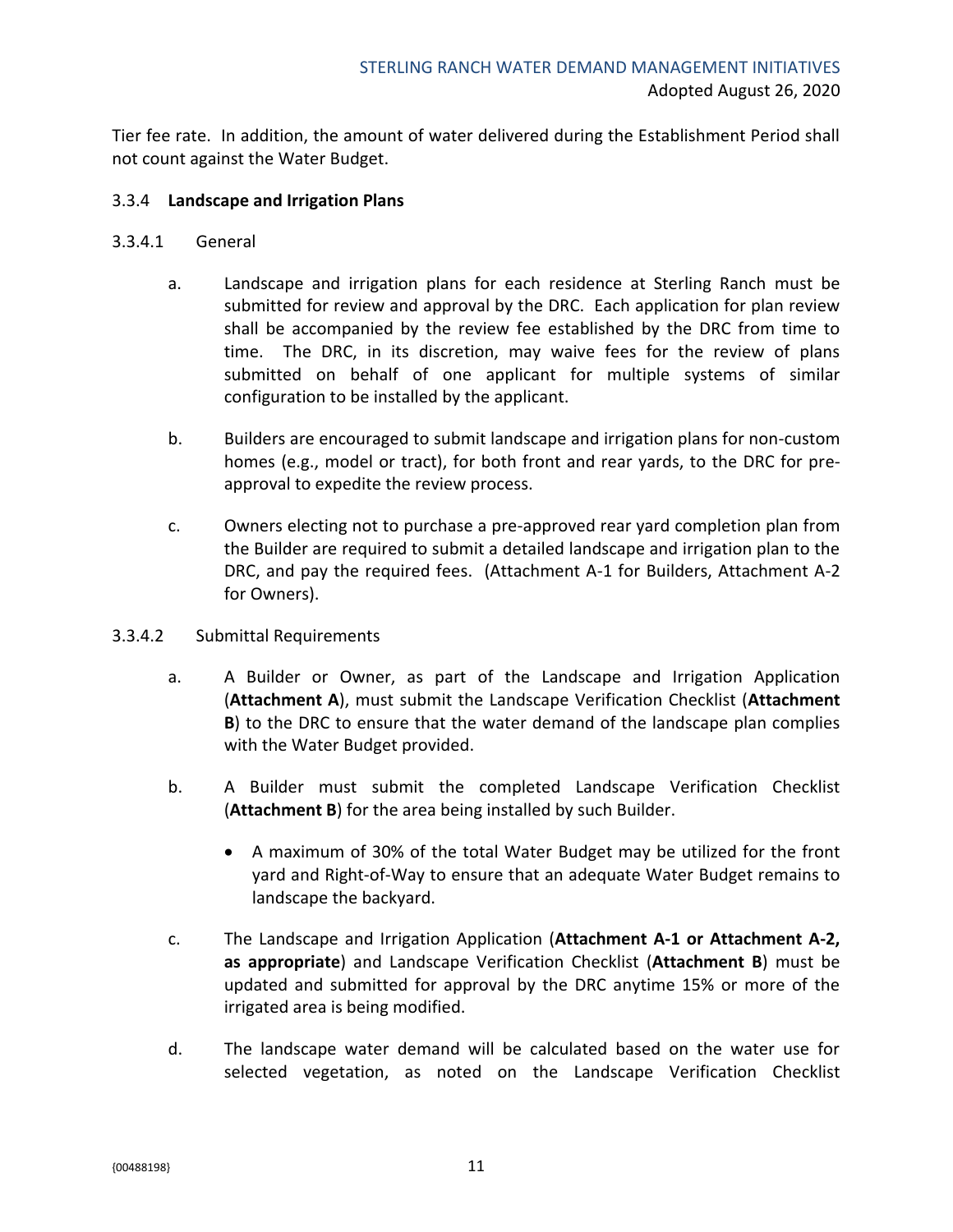Tier fee rate. In addition, the amount of water delivered during the Establishment Period shall not count against the Water Budget.

3.3.4 **Landscape and Irrigation Plans**

3.3.4.1 General

a. Landscape and irrigation plans for each residence at Sterling Ranch must be submitted for review and approval by the DRC. Each application for plan review shall be accompanied by the review fee established by the DRC from time to time. The DRC, in its discretion, may waive fees for the review of plans submitted on behalf of one applicant for multiple systems of similar configuration to be installed by the applicant.

b. Builders are encouraged to submit landscape and irrigation plans for non-custom homes (e.g., model or tract), for both front and rear yards, to the DRC for pre-approval to expedite the review process.

c. Owners electing not to purchase a pre-approved rear yard completion plan from the Builder are required to submit a detailed landscape and irrigation plan to the DRC, and pay the required fees. (Attachment A-1 for Builders, Attachment A-2 for Owners).

3.3.4.2 Submittal Requirements

a. A Builder or Owner, as part of the Landscape and Irrigation Application (**Attachment A**), must submit the Landscape Verification Checklist (**Attachment B**) to the DRC to ensure that the water demand of the landscape plan complies with the Water Budget provided.

b. A Builder must submit the completed Landscape Verification Checklist (**Attachment B**) for the area being installed by such Builder.

- A maximum of 30% of the total Water Budget may be utilized for the front yard and Right-of-Way to ensure that an adequate Water Budget remains to landscape the backyard.

c. The Landscape and Irrigation Application (**Attachment A-1 or Attachment A-2, as appropriate**) and Landscape Verification Checklist (**Attachment B**) must be updated and submitted for approval by the DRC anytime 15% or more of the irrigated area is being modified.

d. The landscape water demand will be calculated based on the water use for selected vegetation, as noted on the Landscape Verification Checklist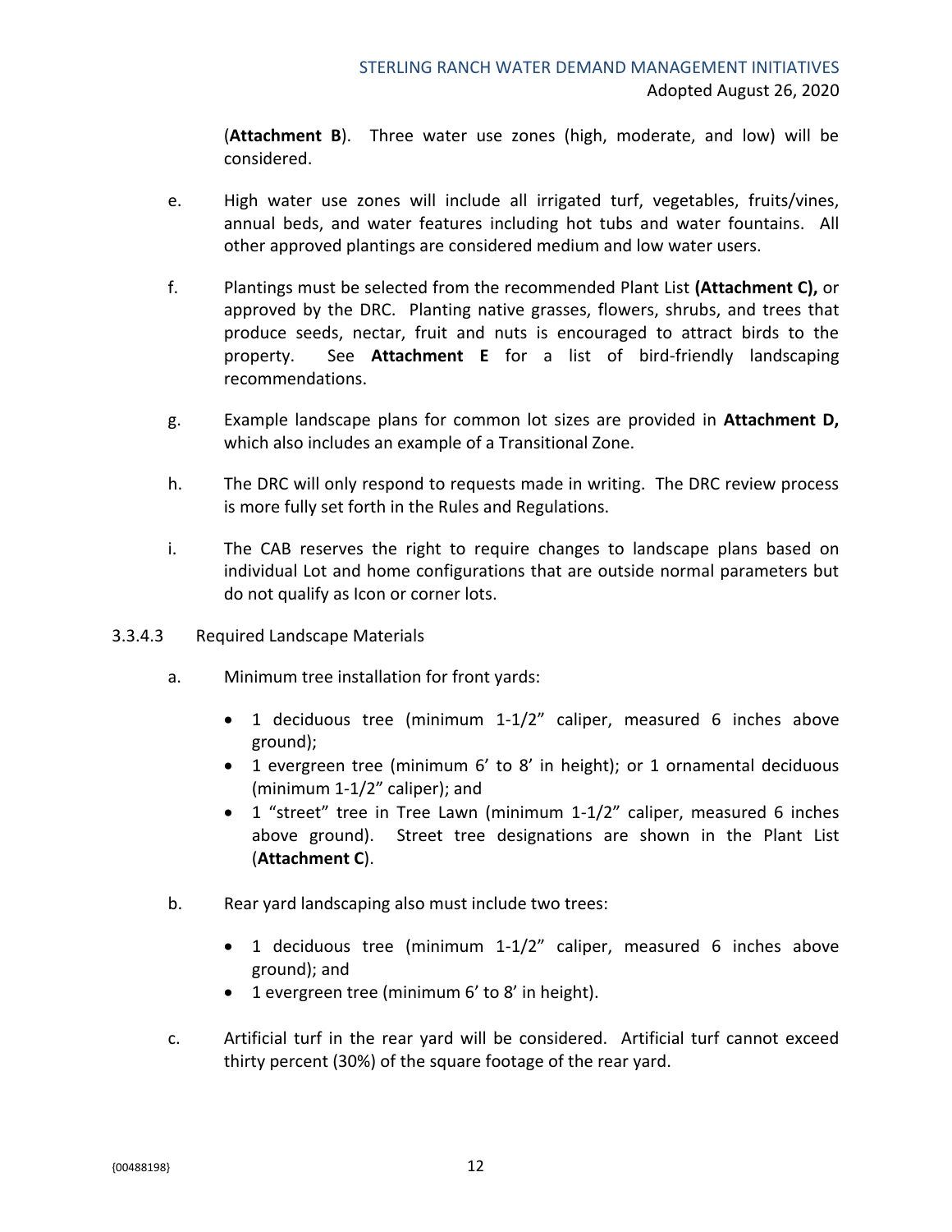(**Attachment B**). Three water use zones (high, moderate, and low) will be considered.

e. High water use zones will include all irrigated turf, vegetables, fruits/vines, annual beds, and water features including hot tubs and water fountains. All other approved plantings are considered medium and low water users.

f. Plantings must be selected from the recommended Plant List **(Attachment C),** or approved by the DRC. Planting native grasses, flowers, shrubs, and trees that produce seeds, nectar, fruit and nuts is encouraged to attract birds to the property. See **Attachment E** for a list of bird-friendly landscaping recommendations.

g. Example landscape plans for common lot sizes are provided in **Attachment D,** which also includes an example of a Transitional Zone.

h. The DRC will only respond to requests made in writing. The DRC review process is more fully set forth in the Rules and Regulations.

i. The CAB reserves the right to require changes to landscape plans based on individual Lot and home configurations that are outside normal parameters but do not qualify as Icon or corner lots.

3.3.4.3 Required Landscape Materials

a. Minimum tree installation for front yards:

- 1 deciduous tree (minimum 1-1/2" caliper, measured 6 inches above ground);
- 1 evergreen tree (minimum 6' to 8' in height); or 1 ornamental deciduous (minimum 1-1/2" caliper); and
- 1 "street" tree in Tree Lawn (minimum 1-1/2" caliper, measured 6 inches above ground). Street tree designations are shown in the Plant List (**Attachment C**).

b. Rear yard landscaping also must include two trees:

- 1 deciduous tree (minimum 1-1/2" caliper, measured 6 inches above ground); and
- 1 evergreen tree (minimum 6' to 8' in height).

c. Artificial turf in the rear yard will be considered. Artificial turf cannot exceed thirty percent (30%) of the square footage of the rear yard.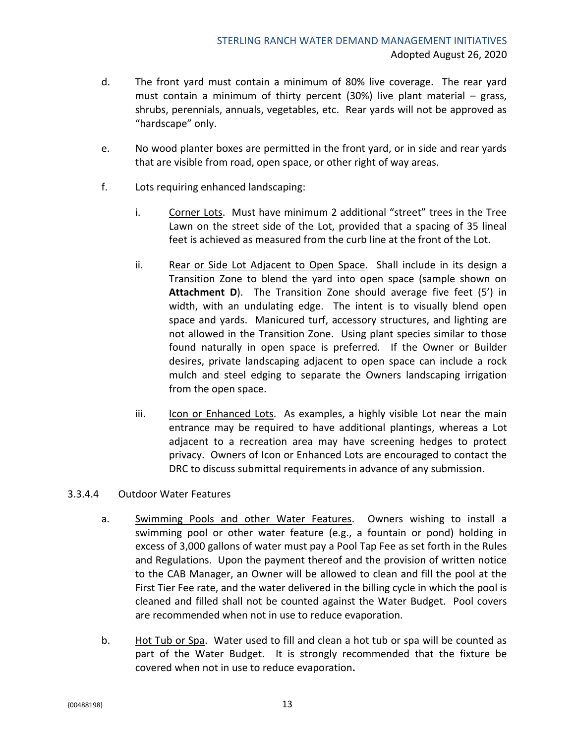d. The front yard must contain a minimum of 80% live coverage. The rear yard must contain a minimum of thirty percent (30%) live plant material – grass, shrubs, perennials, annuals, vegetables, etc. Rear yards will not be approved as "hardscape" only.

e. No wood planter boxes are permitted in the front yard, or in side and rear yards that are visible from road, open space, or other right of way areas.

f. Lots requiring enhanced landscaping:

   i. Corner Lots. Must have minimum 2 additional "street" trees in the Tree Lawn on the street side of the Lot, provided that a spacing of 35 lineal feet is achieved as measured from the curb line at the front of the Lot.

   ii. Rear or Side Lot Adjacent to Open Space. Shall include in its design a Transition Zone to blend the yard into open space (sample shown on **Attachment D**). The Transition Zone should average five feet (5') in width, with an undulating edge. The intent is to visually blend open space and yards. Manicured turf, accessory structures, and lighting are not allowed in the Transition Zone. Using plant species similar to those found naturally in open space is preferred. If the Owner or Builder desires, private landscaping adjacent to open space can include a rock mulch and steel edging to separate the Owners landscaping irrigation from the open space.

   iii. Icon or Enhanced Lots. As examples, a highly visible Lot near the main entrance may be required to have additional plantings, whereas a Lot adjacent to a recreation area may have screening hedges to protect privacy. Owners of Icon or Enhanced Lots are encouraged to contact the DRC to discuss submittal requirements in advance of any submission.

3.3.4.4 Outdoor Water Features

a. Swimming Pools and other Water Features. Owners wishing to install a swimming pool or other water feature (e.g., a fountain or pond) holding in excess of 3,000 gallons of water must pay a Pool Tap Fee as set forth in the Rules and Regulations. Upon the payment thereof and the provision of written notice to the CAB Manager, an Owner will be allowed to clean and fill the pool at the First Tier Fee rate, and the water delivered in the billing cycle in which the pool is cleaned and filled shall not be counted against the Water Budget. Pool covers are recommended when not in use to reduce evaporation.

b. Hot Tub or Spa. Water used to fill and clean a hot tub or spa will be counted as part of the Water Budget. It is strongly recommended that the fixture be covered when not in use to reduce evaporation.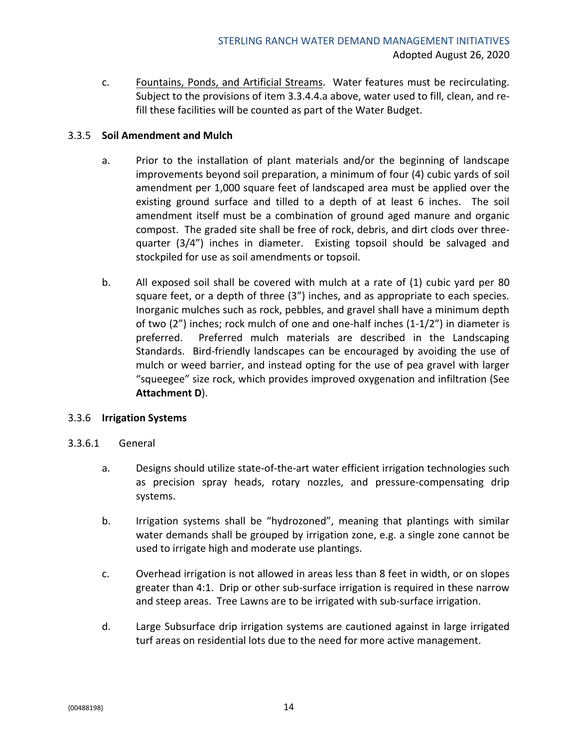c. Fountains, Ponds, and Artificial Streams. Water features must be recirculating. Subject to the provisions of item 3.3.4.4.a above, water used to fill, clean, and re-fill these facilities will be counted as part of the Water Budget.

### 3.3.5 **Soil Amendment and Mulch**

a. Prior to the installation of plant materials and/or the beginning of landscape improvements beyond soil preparation, a minimum of four (4) cubic yards of soil amendment per 1,000 square feet of landscaped area must be applied over the existing ground surface and tilled to a depth of at least 6 inches. The soil amendment itself must be a combination of ground aged manure and organic compost. The graded site shall be free of rock, debris, and dirt clods over three-quarter (3/4") inches in diameter. Existing topsoil should be salvaged and stockpiled for use as soil amendments or topsoil.

b. All exposed soil shall be covered with mulch at a rate of (1) cubic yard per 80 square feet, or a depth of three (3") inches, and as appropriate to each species. Inorganic mulches such as rock, pebbles, and gravel shall have a minimum depth of two (2") inches; rock mulch of one and one-half inches (1-1/2") in diameter is preferred. Preferred mulch materials are described in the Landscaping Standards. Bird-friendly landscapes can be encouraged by avoiding the use of mulch or weed barrier, and instead opting for the use of pea gravel with larger "squeegee" size rock, which provides improved oxygenation and infiltration (See **Attachment D**).

### 3.3.6 **Irrigation Systems**

3.3.6.1 General

a. Designs should utilize state-of-the-art water efficient irrigation technologies such as precision spray heads, rotary nozzles, and pressure-compensating drip systems.

b. Irrigation systems shall be "hydrozoned", meaning that plantings with similar water demands shall be grouped by irrigation zone, e.g. a single zone cannot be used to irrigate high and moderate use plantings.

c. Overhead irrigation is not allowed in areas less than 8 feet in width, or on slopes greater than 4:1. Drip or other sub-surface irrigation is required in these narrow and steep areas. Tree Lawns are to be irrigated with sub-surface irrigation.

d. Large Subsurface drip irrigation systems are cautioned against in large irrigated turf areas on residential lots due to the need for more active management.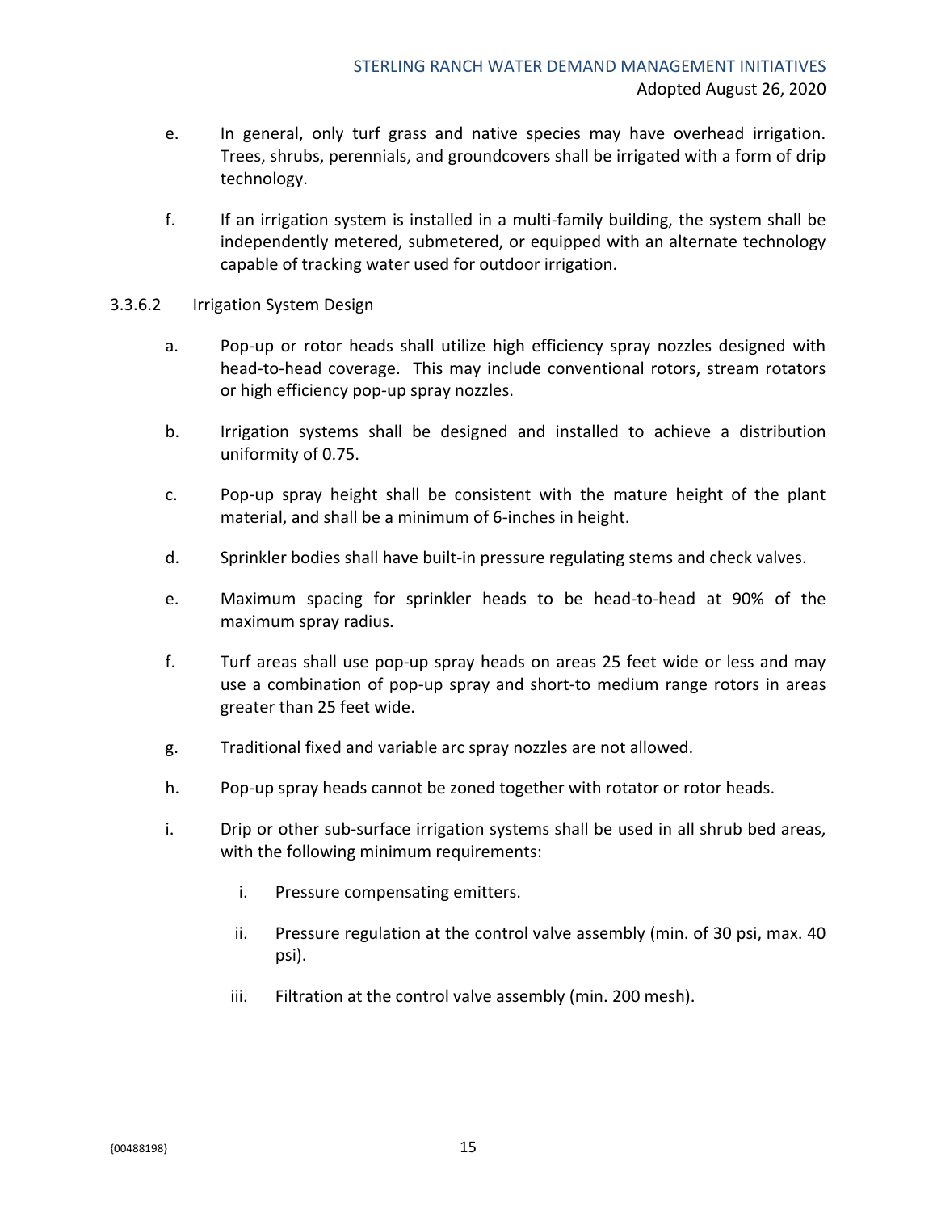e. In general, only turf grass and native species may have overhead irrigation. Trees, shrubs, perennials, and groundcovers shall be irrigated with a form of drip technology.

f. If an irrigation system is installed in a multi-family building, the system shall be independently metered, submetered, or equipped with an alternate technology capable of tracking water used for outdoor irrigation.

3.3.6.2 Irrigation System Design

a. Pop-up or rotor heads shall utilize high efficiency spray nozzles designed with head-to-head coverage. This may include conventional rotors, stream rotators or high efficiency pop-up spray nozzles.

b. Irrigation systems shall be designed and installed to achieve a distribution uniformity of 0.75.

c. Pop-up spray height shall be consistent with the mature height of the plant material, and shall be a minimum of 6-inches in height.

d. Sprinkler bodies shall have built-in pressure regulating stems and check valves.

e. Maximum spacing for sprinkler heads to be head-to-head at 90% of the maximum spray radius.

f. Turf areas shall use pop-up spray heads on areas 25 feet wide or less and may use a combination of pop-up spray and short-to medium range rotors in areas greater than 25 feet wide.

g. Traditional fixed and variable arc spray nozzles are not allowed.

h. Pop-up spray heads cannot be zoned together with rotator or rotor heads.

i. Drip or other sub-surface irrigation systems shall be used in all shrub bed areas, with the following minimum requirements:

   i. Pressure compensating emitters.

   ii. Pressure regulation at the control valve assembly (min. of 30 psi, max. 40 psi).

   iii. Filtration at the control valve assembly (min. 200 mesh).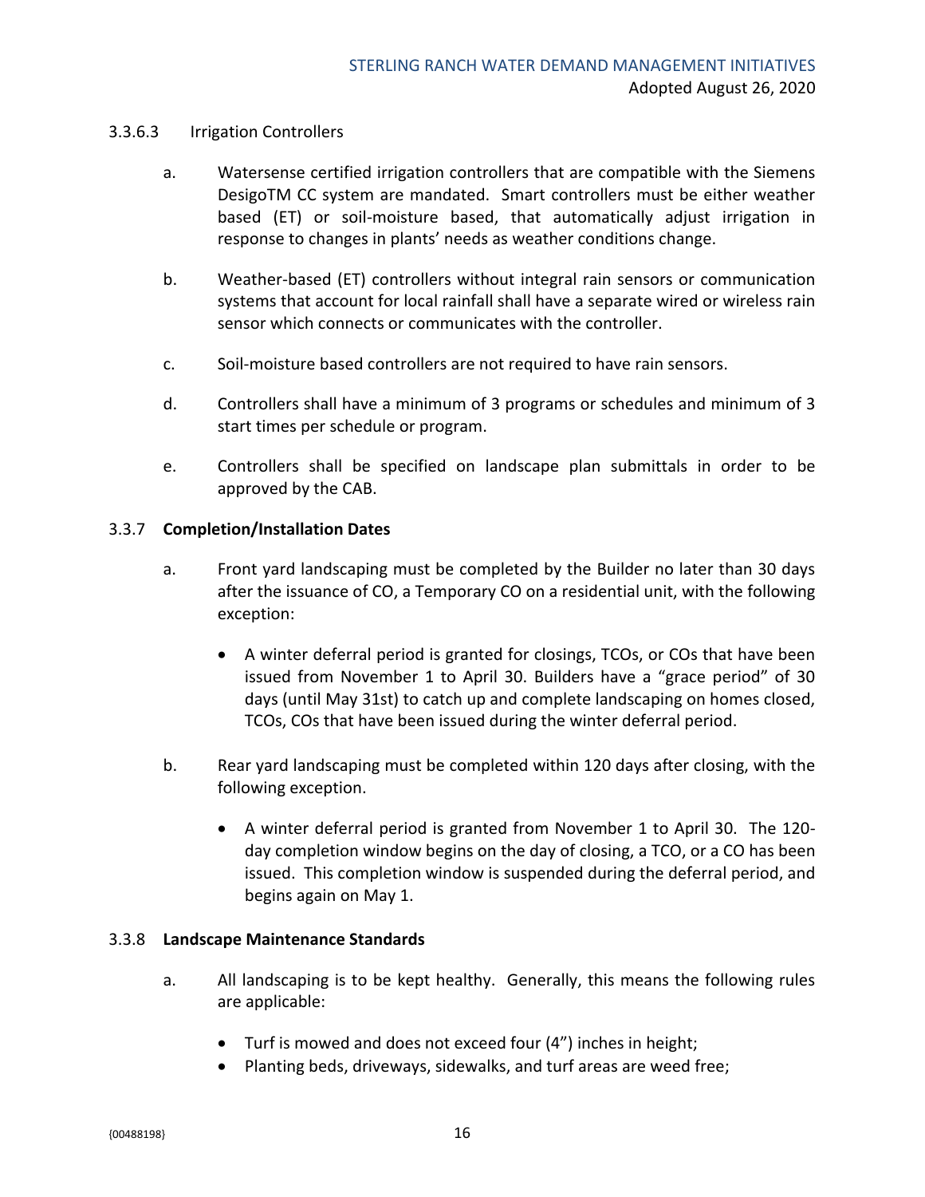#### 3.3.6.3 Irrigation Controllers

a. Watersense certified irrigation controllers that are compatible with the Siemens DesigoTM CC system are mandated. Smart controllers must be either weather based (ET) or soil-moisture based, that automatically adjust irrigation in response to changes in plants' needs as weather conditions change.

b. Weather-based (ET) controllers without integral rain sensors or communication systems that account for local rainfall shall have a separate wired or wireless rain sensor which connects or communicates with the controller.

c. Soil-moisture based controllers are not required to have rain sensors.

d. Controllers shall have a minimum of 3 programs or schedules and minimum of 3 start times per schedule or program.

e. Controllers shall be specified on landscape plan submittals in order to be approved by the CAB.

### 3.3.7 **Completion/Installation Dates**

a. Front yard landscaping must be completed by the Builder no later than 30 days after the issuance of CO, a Temporary CO on a residential unit, with the following exception:

- A winter deferral period is granted for closings, TCOs, or COs that have been issued from November 1 to April 30. Builders have a "grace period" of 30 days (until May 31st) to catch up and complete landscaping on homes closed, TCOs, COs that have been issued during the winter deferral period.

b. Rear yard landscaping must be completed within 120 days after closing, with the following exception.

- A winter deferral period is granted from November 1 to April 30. The 120-day completion window begins on the day of closing, a TCO, or a CO has been issued. This completion window is suspended during the deferral period, and begins again on May 1.

### 3.3.8 **Landscape Maintenance Standards**

a. All landscaping is to be kept healthy. Generally, this means the following rules are applicable:

- Turf is mowed and does not exceed four (4") inches in height;
- Planting beds, driveways, sidewalks, and turf areas are weed free;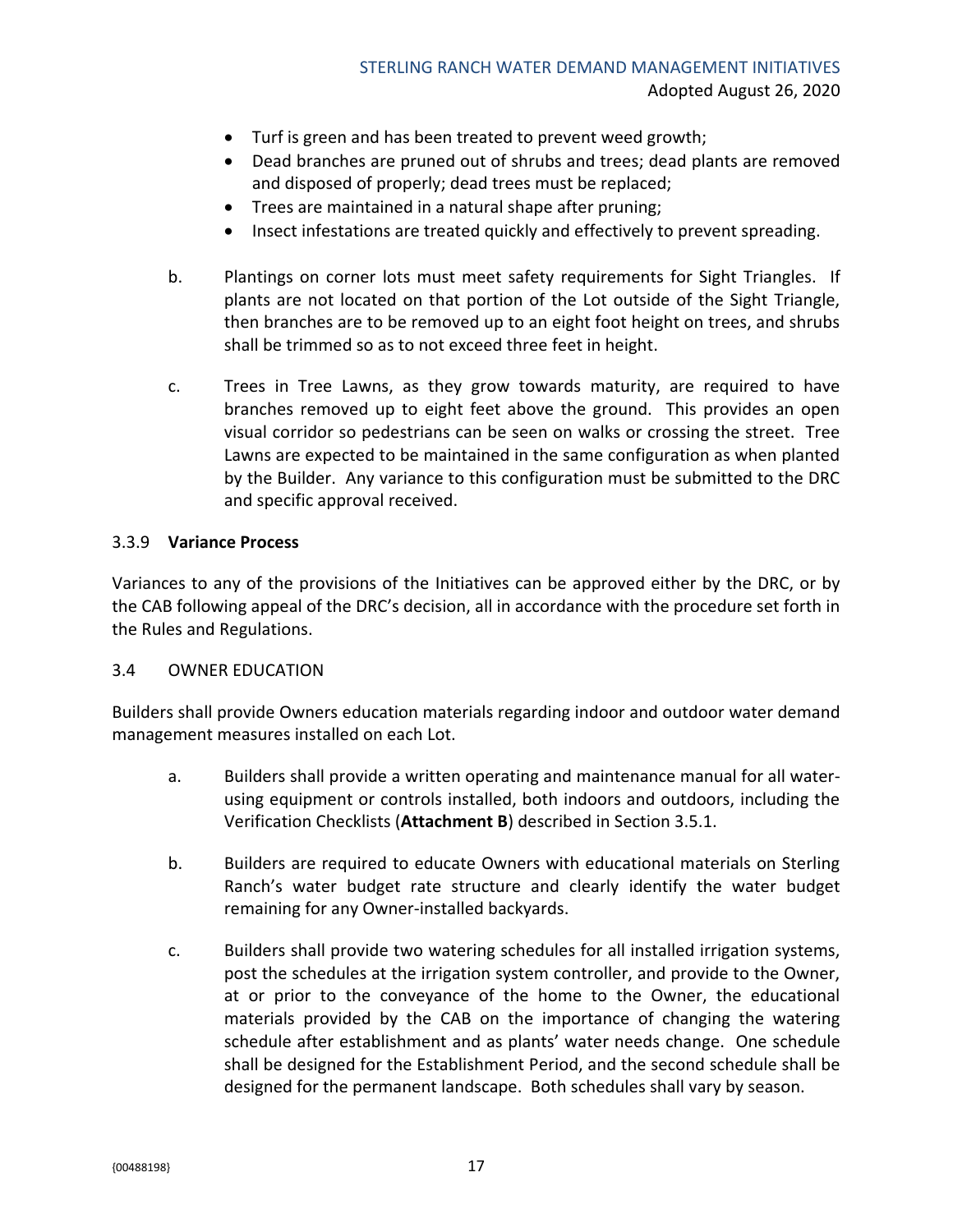- Turf is green and has been treated to prevent weed growth;
- Dead branches are pruned out of shrubs and trees; dead plants are removed and disposed of properly; dead trees must be replaced;
- Trees are maintained in a natural shape after pruning;
- Insect infestations are treated quickly and effectively to prevent spreading.

b. Plantings on corner lots must meet safety requirements for Sight Triangles. If plants are not located on that portion of the Lot outside of the Sight Triangle, then branches are to be removed up to an eight foot height on trees, and shrubs shall be trimmed so as to not exceed three feet in height.

c. Trees in Tree Lawns, as they grow towards maturity, are required to have branches removed up to eight feet above the ground. This provides an open visual corridor so pedestrians can be seen on walks or crossing the street. Tree Lawns are expected to be maintained in the same configuration as when planted by the Builder. Any variance to this configuration must be submitted to the DRC and specific approval received.

### 3.3.9 **Variance Process**

Variances to any of the provisions of the Initiatives can be approved either by the DRC, or by the CAB following appeal of the DRC's decision, all in accordance with the procedure set forth in the Rules and Regulations.

## 3.4 OWNER EDUCATION

Builders shall provide Owners education materials regarding indoor and outdoor water demand management measures installed on each Lot.

a. Builders shall provide a written operating and maintenance manual for all water-using equipment or controls installed, both indoors and outdoors, including the Verification Checklists (**Attachment B**) described in Section 3.5.1.

b. Builders are required to educate Owners with educational materials on Sterling Ranch's water budget rate structure and clearly identify the water budget remaining for any Owner-installed backyards.

c. Builders shall provide two watering schedules for all installed irrigation systems, post the schedules at the irrigation system controller, and provide to the Owner, at or prior to the conveyance of the home to the Owner, the educational materials provided by the CAB on the importance of changing the watering schedule after establishment and as plants' water needs change. One schedule shall be designed for the Establishment Period, and the second schedule shall be designed for the permanent landscape. Both schedules shall vary by season.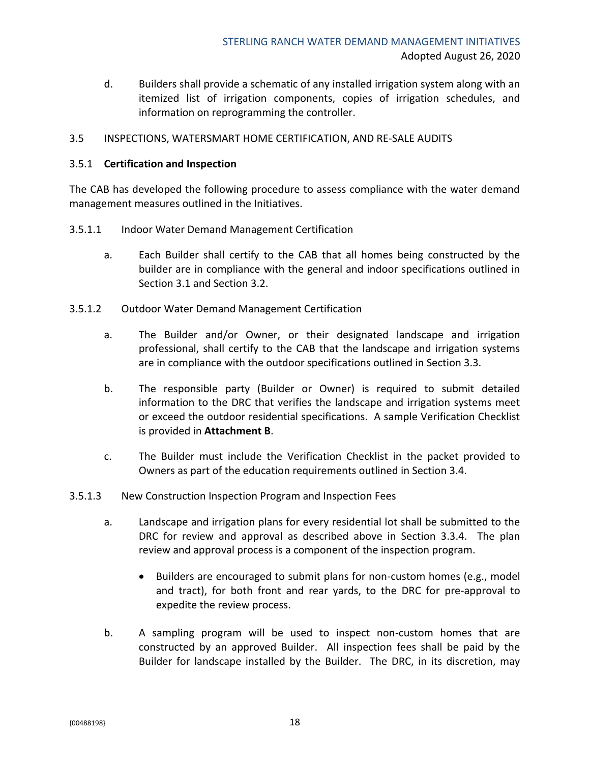d. Builders shall provide a schematic of any installed irrigation system along with an itemized list of irrigation components, copies of irrigation schedules, and information on reprogramming the controller.

## 3.5 INSPECTIONS, WATERSMART HOME CERTIFICATION, AND RE-SALE AUDITS

### 3.5.1 **Certification and Inspection**

The CAB has developed the following procedure to assess compliance with the water demand management measures outlined in the Initiatives.

#### 3.5.1.1 Indoor Water Demand Management Certification

a. Each Builder shall certify to the CAB that all homes being constructed by the builder are in compliance with the general and indoor specifications outlined in Section 3.1 and Section 3.2.

#### 3.5.1.2 Outdoor Water Demand Management Certification

a. The Builder and/or Owner, or their designated landscape and irrigation professional, shall certify to the CAB that the landscape and irrigation systems are in compliance with the outdoor specifications outlined in Section 3.3.

b. The responsible party (Builder or Owner) is required to submit detailed information to the DRC that verifies the landscape and irrigation systems meet or exceed the outdoor residential specifications. A sample Verification Checklist is provided in **Attachment B**.

c. The Builder must include the Verification Checklist in the packet provided to Owners as part of the education requirements outlined in Section 3.4.

#### 3.5.1.3 New Construction Inspection Program and Inspection Fees

a. Landscape and irrigation plans for every residential lot shall be submitted to the DRC for review and approval as described above in Section 3.3.4. The plan review and approval process is a component of the inspection program.

- Builders are encouraged to submit plans for non-custom homes (e.g., model and tract), for both front and rear yards, to the DRC for pre-approval to expedite the review process.

b. A sampling program will be used to inspect non-custom homes that are constructed by an approved Builder. All inspection fees shall be paid by the Builder for landscape installed by the Builder. The DRC, in its discretion, may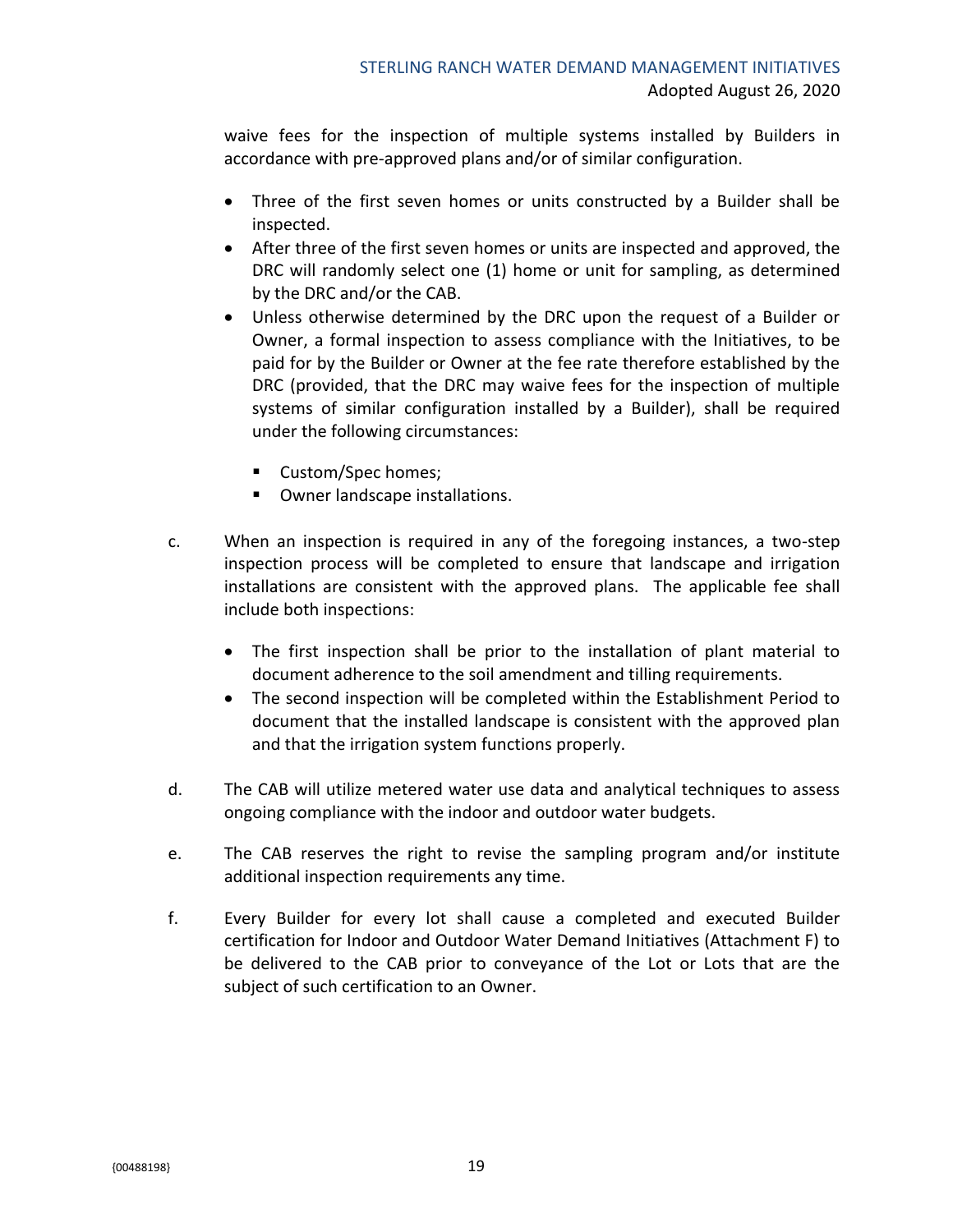waive fees for the inspection of multiple systems installed by Builders in accordance with pre-approved plans and/or of similar configuration.

- Three of the first seven homes or units constructed by a Builder shall be inspected.
- After three of the first seven homes or units are inspected and approved, the DRC will randomly select one (1) home or unit for sampling, as determined by the DRC and/or the CAB.
- Unless otherwise determined by the DRC upon the request of a Builder or Owner, a formal inspection to assess compliance with the Initiatives, to be paid for by the Builder or Owner at the fee rate therefore established by the DRC (provided, that the DRC may waive fees for the inspection of multiple systems of similar configuration installed by a Builder), shall be required under the following circumstances:
  - Custom/Spec homes;
  - Owner landscape installations.

c. When an inspection is required in any of the foregoing instances, a two-step inspection process will be completed to ensure that landscape and irrigation installations are consistent with the approved plans. The applicable fee shall include both inspections:

- The first inspection shall be prior to the installation of plant material to document adherence to the soil amendment and tilling requirements.
- The second inspection will be completed within the Establishment Period to document that the installed landscape is consistent with the approved plan and that the irrigation system functions properly.

d. The CAB will utilize metered water use data and analytical techniques to assess ongoing compliance with the indoor and outdoor water budgets.

e. The CAB reserves the right to revise the sampling program and/or institute additional inspection requirements any time.

f. Every Builder for every lot shall cause a completed and executed Builder certification for Indoor and Outdoor Water Demand Initiatives (Attachment F) to be delivered to the CAB prior to conveyance of the Lot or Lots that are the subject of such certification to an Owner.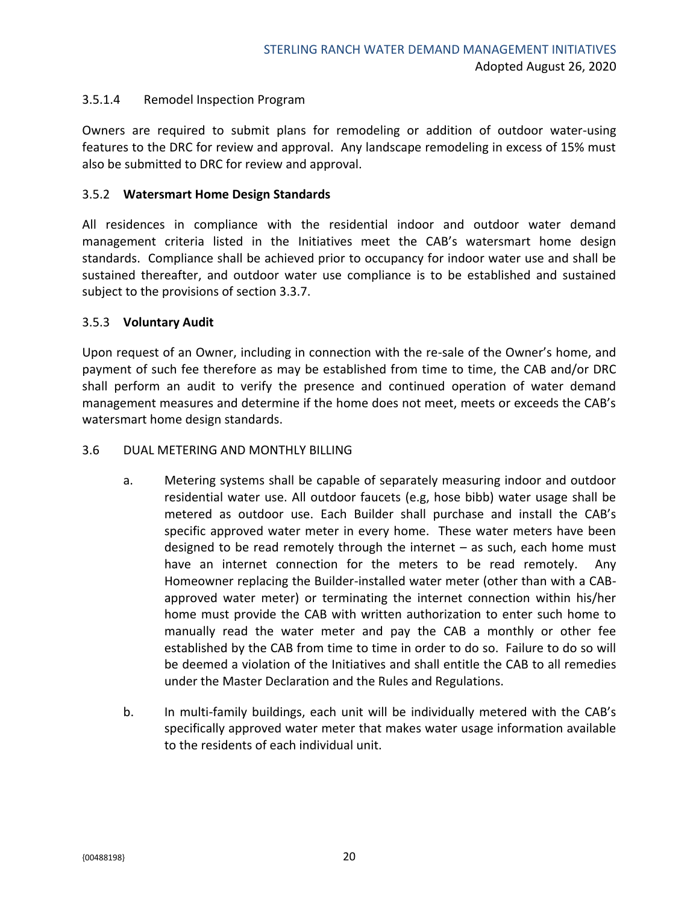#### 3.5.1.4 Remodel Inspection Program

Owners are required to submit plans for remodeling or addition of outdoor water-using features to the DRC for review and approval. Any landscape remodeling in excess of 15% must also be submitted to DRC for review and approval.

### 3.5.2 **Watersmart Home Design Standards**

All residences in compliance with the residential indoor and outdoor water demand management criteria listed in the Initiatives meet the CAB's watersmart home design standards. Compliance shall be achieved prior to occupancy for indoor water use and shall be sustained thereafter, and outdoor water use compliance is to be established and sustained subject to the provisions of section 3.3.7.

### 3.5.3 **Voluntary Audit**

Upon request of an Owner, including in connection with the re-sale of the Owner's home, and payment of such fee therefore as may be established from time to time, the CAB and/or DRC shall perform an audit to verify the presence and continued operation of water demand management measures and determine if the home does not meet, meets or exceeds the CAB's watersmart home design standards.

## 3.6 DUAL METERING AND MONTHLY BILLING

a. Metering systems shall be capable of separately measuring indoor and outdoor residential water use. All outdoor faucets (e.g, hose bibb) water usage shall be metered as outdoor use. Each Builder shall purchase and install the CAB's specific approved water meter in every home. These water meters have been designed to be read remotely through the internet – as such, each home must have an internet connection for the meters to be read remotely. Any Homeowner replacing the Builder-installed water meter (other than with a CAB-approved water meter) or terminating the internet connection within his/her home must provide the CAB with written authorization to enter such home to manually read the water meter and pay the CAB a monthly or other fee established by the CAB from time to time in order to do so. Failure to do so will be deemed a violation of the Initiatives and shall entitle the CAB to all remedies under the Master Declaration and the Rules and Regulations.

b. In multi-family buildings, each unit will be individually metered with the CAB's specifically approved water meter that makes water usage information available to the residents of each individual unit.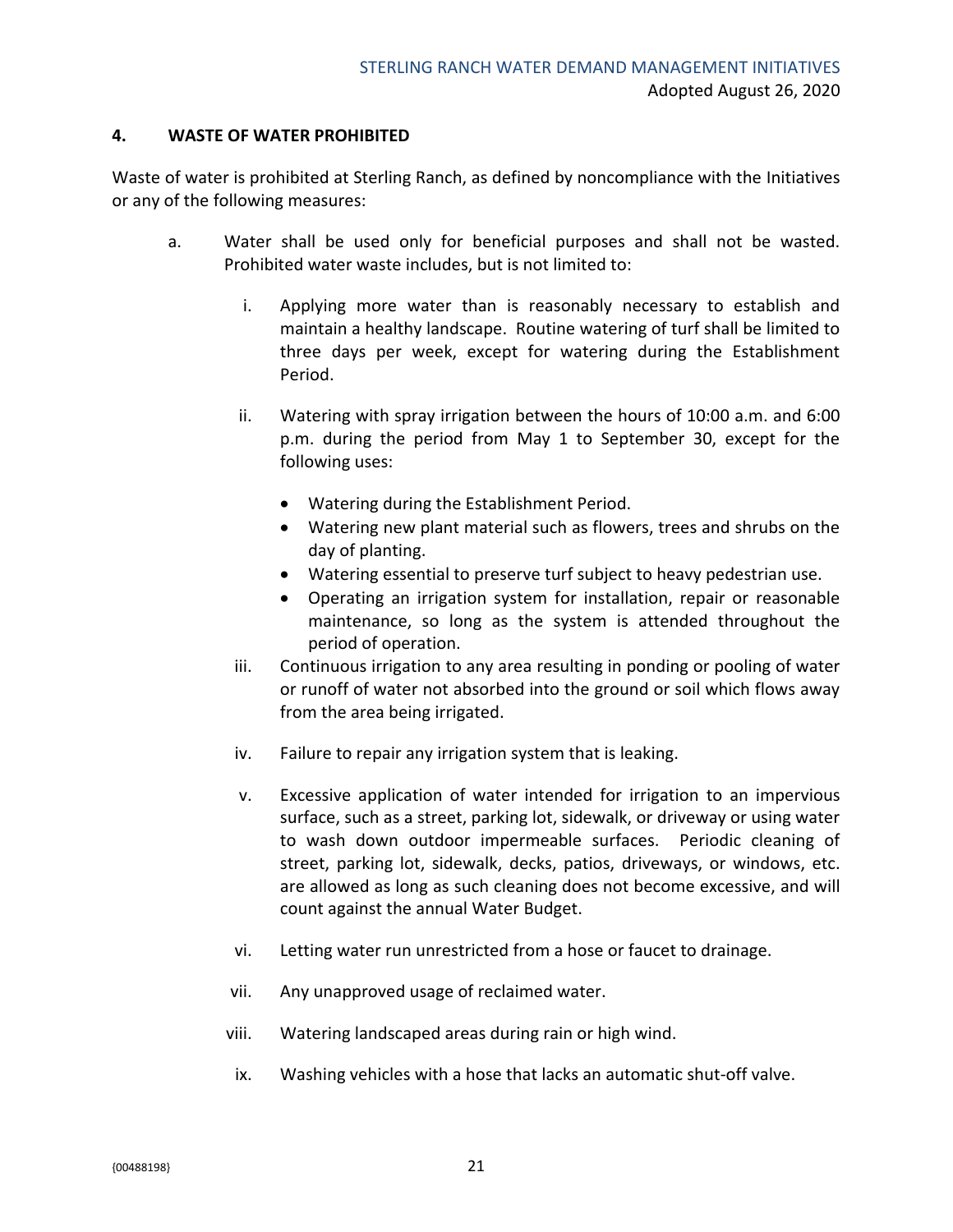## 4. WASTE OF WATER PROHIBITED

Waste of water is prohibited at Sterling Ranch, as defined by noncompliance with the Initiatives or any of the following measures:

a. Water shall be used only for beneficial purposes and shall not be wasted. Prohibited water waste includes, but is not limited to:

   i. Applying more water than is reasonably necessary to establish and maintain a healthy landscape. Routine watering of turf shall be limited to three days per week, except for watering during the Establishment Period.

   ii. Watering with spray irrigation between the hours of 10:00 a.m. and 6:00 p.m. during the period from May 1 to September 30, except for the following uses:

   - Watering during the Establishment Period.
   - Watering new plant material such as flowers, trees and shrubs on the day of planting.
   - Watering essential to preserve turf subject to heavy pedestrian use.
   - Operating an irrigation system for installation, repair or reasonable maintenance, so long as the system is attended throughout the period of operation.

   iii. Continuous irrigation to any area resulting in ponding or pooling of water or runoff of water not absorbed into the ground or soil which flows away from the area being irrigated.

   iv. Failure to repair any irrigation system that is leaking.

   v. Excessive application of water intended for irrigation to an impervious surface, such as a street, parking lot, sidewalk, or driveway or using water to wash down outdoor impermeable surfaces. Periodic cleaning of street, parking lot, sidewalk, decks, patios, driveways, or windows, etc. are allowed as long as such cleaning does not become excessive, and will count against the annual Water Budget.

   vi. Letting water run unrestricted from a hose or faucet to drainage.

   vii. Any unapproved usage of reclaimed water.

   viii. Watering landscaped areas during rain or high wind.

   ix. Washing vehicles with a hose that lacks an automatic shut-off valve.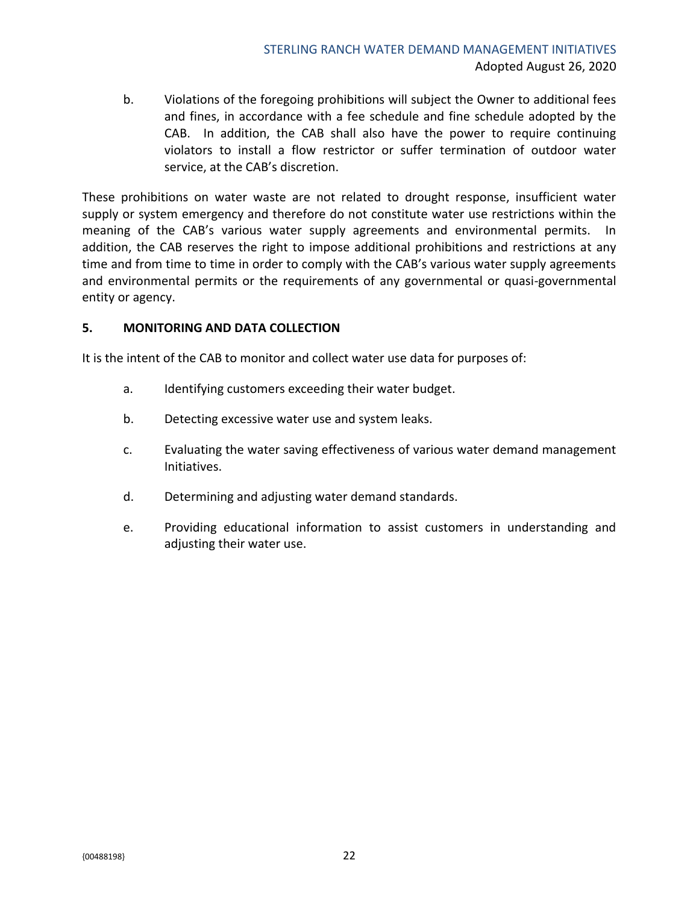b. Violations of the foregoing prohibitions will subject the Owner to additional fees and fines, in accordance with a fee schedule and fine schedule adopted by the CAB. In addition, the CAB shall also have the power to require continuing violators to install a flow restrictor or suffer termination of outdoor water service, at the CAB's discretion.

These prohibitions on water waste are not related to drought response, insufficient water supply or system emergency and therefore do not constitute water use restrictions within the meaning of the CAB's various water supply agreements and environmental permits. In addition, the CAB reserves the right to impose additional prohibitions and restrictions at any time and from time to time in order to comply with the CAB's various water supply agreements and environmental permits or the requirements of any governmental or quasi-governmental entity or agency.

## 5. MONITORING AND DATA COLLECTION

It is the intent of the CAB to monitor and collect water use data for purposes of:

a. Identifying customers exceeding their water budget.

b. Detecting excessive water use and system leaks.

c. Evaluating the water saving effectiveness of various water demand management Initiatives.

d. Determining and adjusting water demand standards.

e. Providing educational information to assist customers in understanding and adjusting their water use.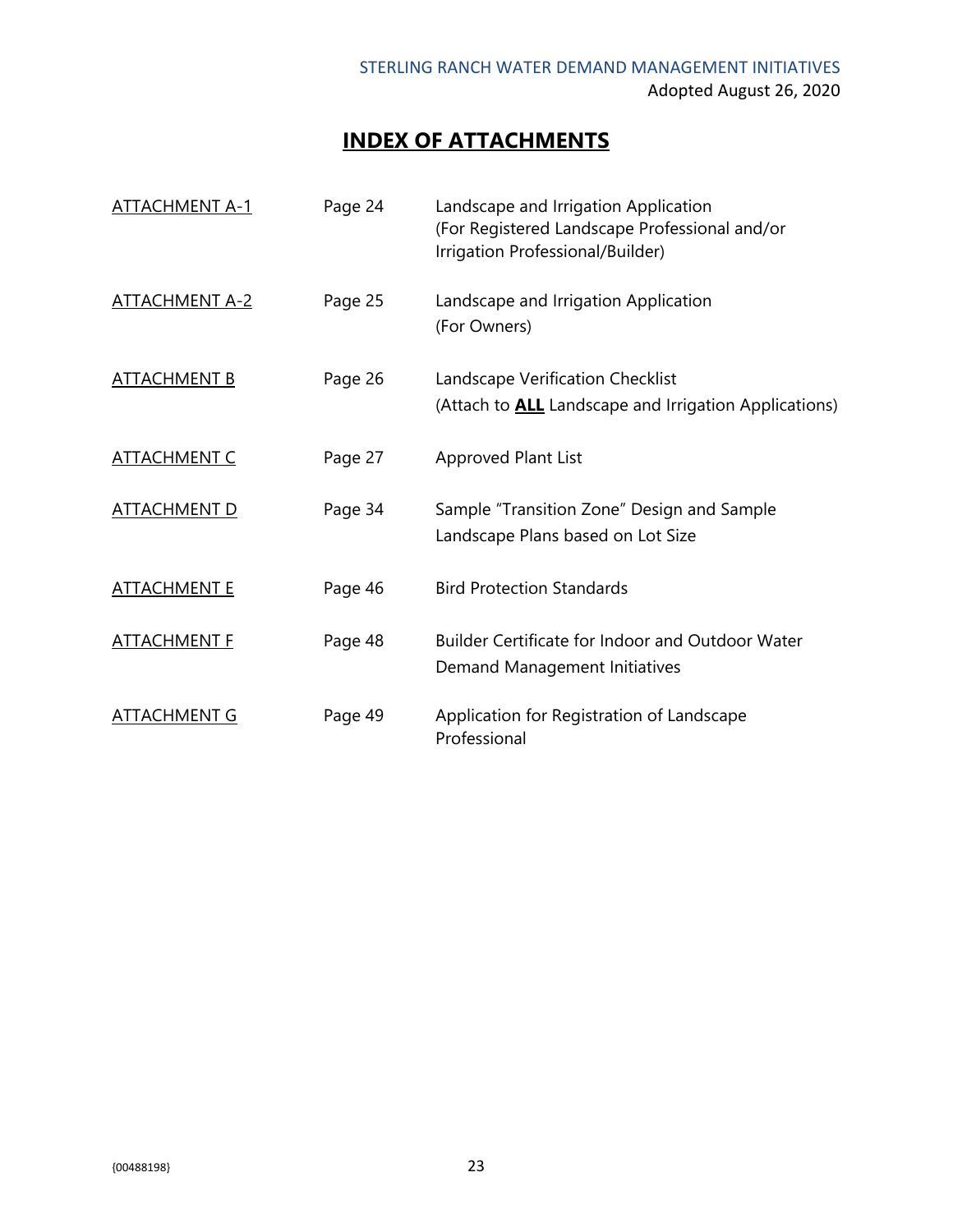# INDEX OF ATTACHMENTS

| | | |
|---|---|---|
| ATTACHMENT A-1 | Page 24 | Landscape and Irrigation Application (For Registered Landscape Professional and/or Irrigation Professional/Builder) |
| ATTACHMENT A-2 | Page 25 | Landscape and Irrigation Application (For Owners) |
| ATTACHMENT B | Page 26 | Landscape Verification Checklist (Attach to **ALL** Landscape and Irrigation Applications) |
| ATTACHMENT C | Page 27 | Approved Plant List |
| ATTACHMENT D | Page 34 | Sample "Transition Zone" Design and Sample Landscape Plans based on Lot Size |
| ATTACHMENT E | Page 46 | Bird Protection Standards |
| ATTACHMENT F | Page 48 | Builder Certificate for Indoor and Outdoor Water Demand Management Initiatives |
| ATTACHMENT G | Page 49 | Application for Registration of Landscape Professional |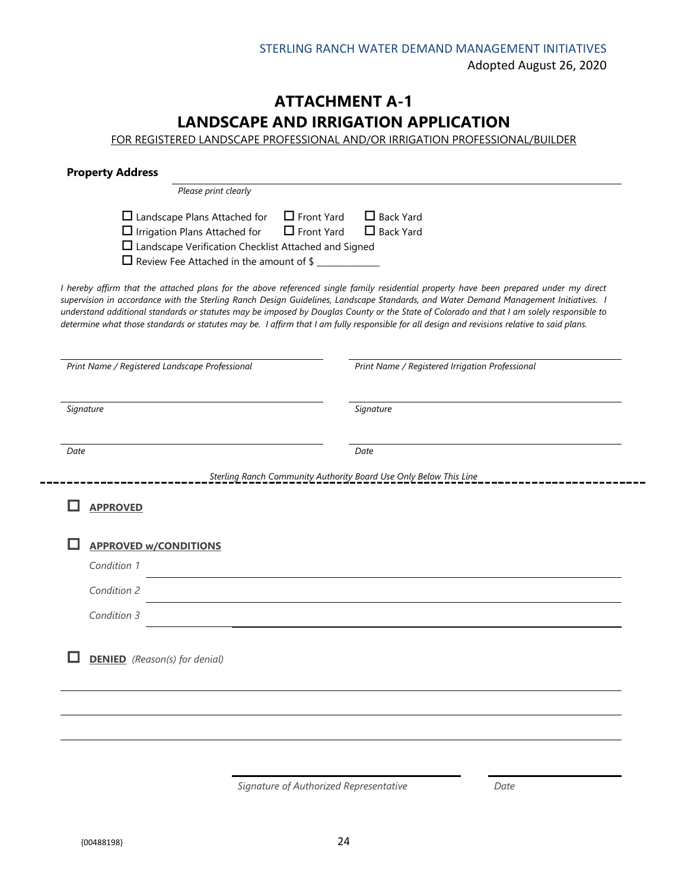# ATTACHMENT A-1
# LANDSCAPE AND IRRIGATION APPLICATION

FOR REGISTERED LANDSCAPE PROFESSIONAL AND/OR IRRIGATION PROFESSIONAL/BUILDER

**Property Address** ______________________________________________

*Please print clearly*

☐ Landscape Plans Attached for ☐ Front Yard ☐ Back Yard
☐ Irrigation Plans Attached for ☐ Front Yard ☐ Back Yard
☐ Landscape Verification Checklist Attached and Signed
☐ Review Fee Attached in the amount of $ ____________

*I hereby affirm that the attached plans for the above referenced single family residential property have been prepared under my direct supervision in accordance with the Sterling Ranch Design Guidelines, Landscape Standards, and Water Demand Management Initiatives. I understand additional standards or statutes may be imposed by Douglas County or the State of Colorado and that I am solely responsible to determine what those standards or statutes may be. I affirm that I am fully responsible for all design and revisions relative to said plans.*

| | |
|---|---|
| ______________________________ | ______________________________ |
| *Print Name / Registered Landscape Professional* | *Print Name / Registered Irrigation Professional* |
| ______________________________ | ______________________________ |
| *Signature* | *Signature* |
| ______________________________ | ______________________________ |
| *Date* | *Date* |

*Sterling Ranch Community Authority Board Use Only Below This Line*

---

☐ **APPROVED**

☐ **APPROVED w/CONDITIONS**

*Condition 1* ______________________________________________

*Condition 2* ______________________________________________

*Condition 3* ______________________________________________

☐ **DENIED** *(Reason(s) for denial)*

______________________________________________

______________________________________________

______________________________________________

______________________________ ______________

*Signature of Authorized Representative* *Date*

{00488198}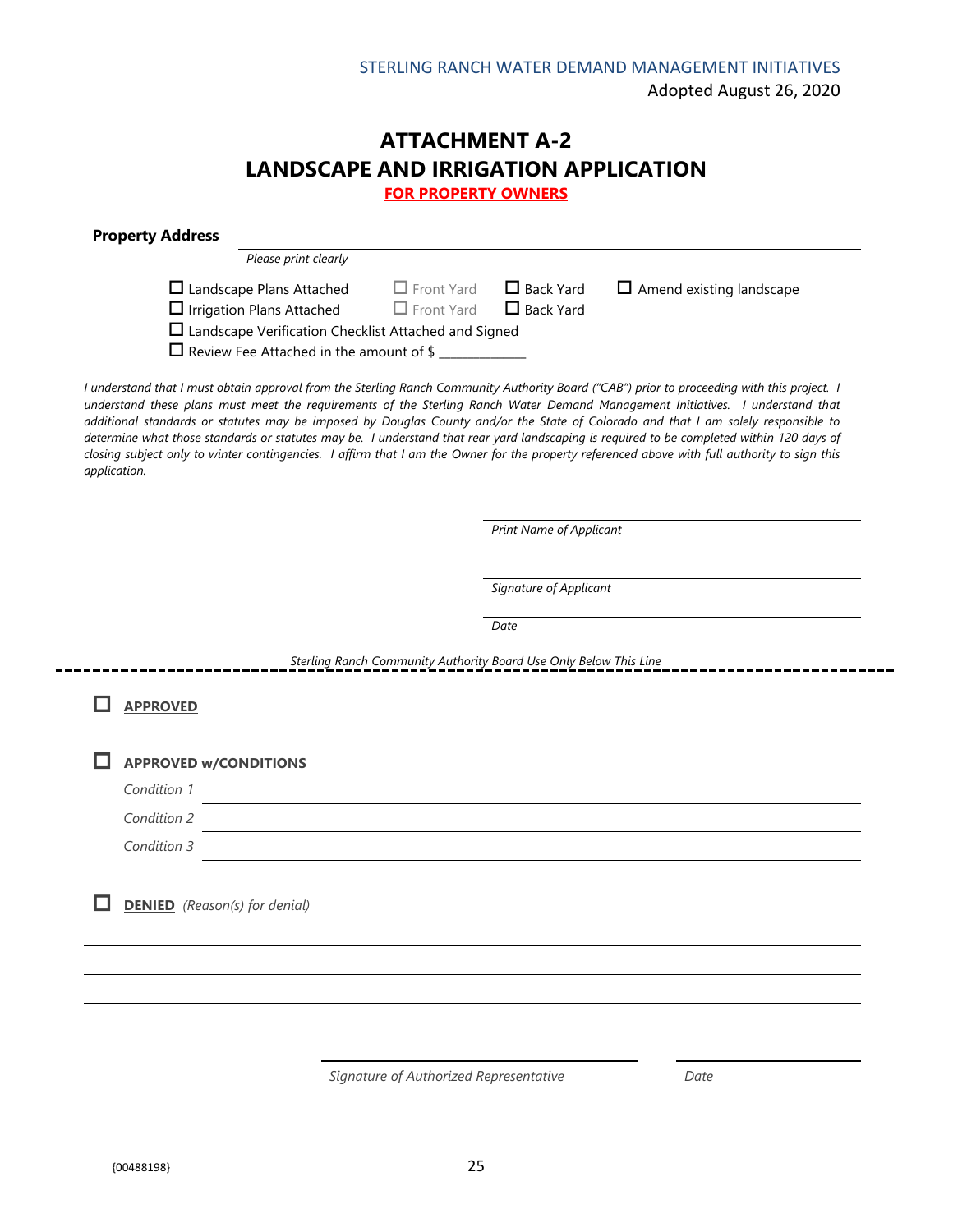# ATTACHMENT A-2
# LANDSCAPE AND IRRIGATION APPLICATION

**FOR PROPERTY OWNERS**

**Property Address** ______________________________________________

*Please print clearly*

☐ Landscape Plans Attached ☐ Front Yard ☐ Back Yard ☐ Amend existing landscape

☐ Irrigation Plans Attached ☐ Front Yard ☐ Back Yard

☐ Landscape Verification Checklist Attached and Signed

☐ Review Fee Attached in the amount of $ ____________

*I understand that I must obtain approval from the Sterling Ranch Community Authority Board ("CAB") prior to proceeding with this project. I understand these plans must meet the requirements of the Sterling Ranch Water Demand Management Initiatives. I understand that additional standards or statutes may be imposed by Douglas County and/or the State of Colorado and that I am solely responsible to determine what those standards or statutes may be. I understand that rear yard landscaping is required to be completed within 120 days of closing subject only to winter contingencies. I affirm that I am the Owner for the property referenced above with full authority to sign this application.*

______________________________________________

*Print Name of Applicant*

______________________________________________

*Signature of Applicant*

______________________________________________

*Date*

*Sterling Ranch Community Authority Board Use Only Below This Line*

---

☐ **APPROVED**

☐ **APPROVED w/CONDITIONS**

*Condition 1* ______________________________________________

*Condition 2* ______________________________________________

*Condition 3* ______________________________________________

☐ **DENIED** *(Reason(s) for denial)*

______________________________________________

______________________________________________

______________________________________________

______________________________ ______________

*Signature of Authorized Representative* *Date*

{00488198}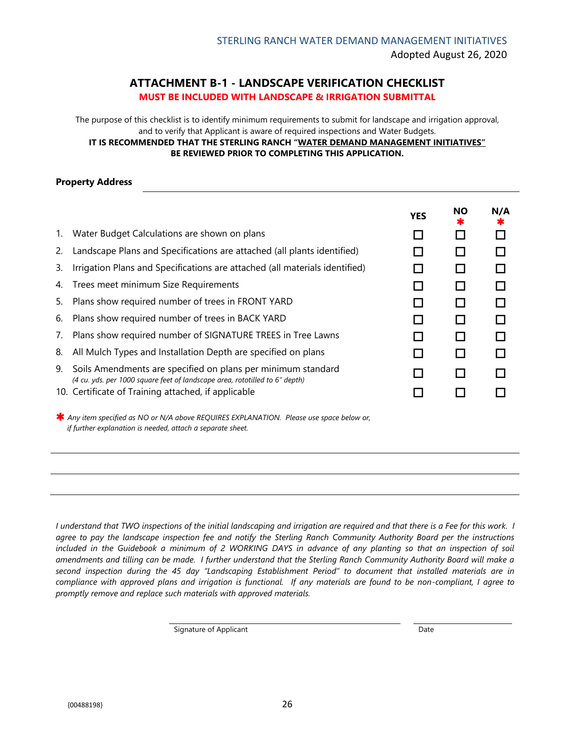STERLING RANCH WATER DEMAND MANAGEMENT INITIATIVES
Adopted August 26, 2020

## ATTACHMENT B-1 - LANDSCAPE VERIFICATION CHECKLIST

**MUST BE INCLUDED WITH LANDSCAPE & IRRIGATION SUBMITTAL**

The purpose of this checklist is to identify minimum requirements to submit for landscape and irrigation approval, and to verify that Applicant is aware of required inspections and Water Budgets.

**IT IS RECOMMENDED THAT THE STERLING RANCH "WATER DEMAND MANAGEMENT INITIATIVES" BE REVIEWED PRIOR TO COMPLETING THIS APPLICATION.**

**Property Address** ______________________________

| | | YES | NO * | N/A * |
|---|---|---|---|---|
| 1. | Water Budget Calculations are shown on plans | ☐ | ☐ | ☐ |
| 2. | Landscape Plans and Specifications are attached (all plants identified) | ☐ | ☐ | ☐ |
| 3. | Irrigation Plans and Specifications are attached (all materials identified) | ☐ | ☐ | ☐ |
| 4. | Trees meet minimum Size Requirements | ☐ | ☐ | ☐ |
| 5. | Plans show required number of trees in FRONT YARD | ☐ | ☐ | ☐ |
| 6. | Plans show required number of trees in BACK YARD | ☐ | ☐ | ☐ |
| 7. | Plans show required number of SIGNATURE TREES in Tree Lawns | ☐ | ☐ | ☐ |
| 8. | All Mulch Types and Installation Depth are specified on plans | ☐ | ☐ | ☐ |
| 9. | Soils Amendments are specified on plans per minimum standard *(4 cu. yds. per 1000 square feet of landscape area, rototilled to 6" depth)* | ☐ | ☐ | ☐ |
| 10. | Certificate of Training attached, if applicable | ☐ | ☐ | ☐ |

\* *Any item specified as NO or N/A above REQUIRES EXPLANATION. Please use space below or, if further explanation is needed, attach a separate sheet.*

______________________________

______________________________

______________________________

*I understand that TWO inspections of the initial landscaping and irrigation are required and that there is a Fee for this work. I agree to pay the landscape inspection fee and notify the Sterling Ranch Community Authority Board per the instructions included in the Guidebook a minimum of 2 WORKING DAYS in advance of any planting so that an inspection of soil amendments and tilling can be made. I further understand that the Sterling Ranch Community Authority Board will make a second inspection during the 45 day "Landscaping Establishment Period" to document that installed materials are in compliance with approved plans and irrigation is functional. If any materials are found to be non-compliant, I agree to promptly remove and replace such materials with approved materials.*

______________________________ Signature of Applicant

______________ Date

{00488198}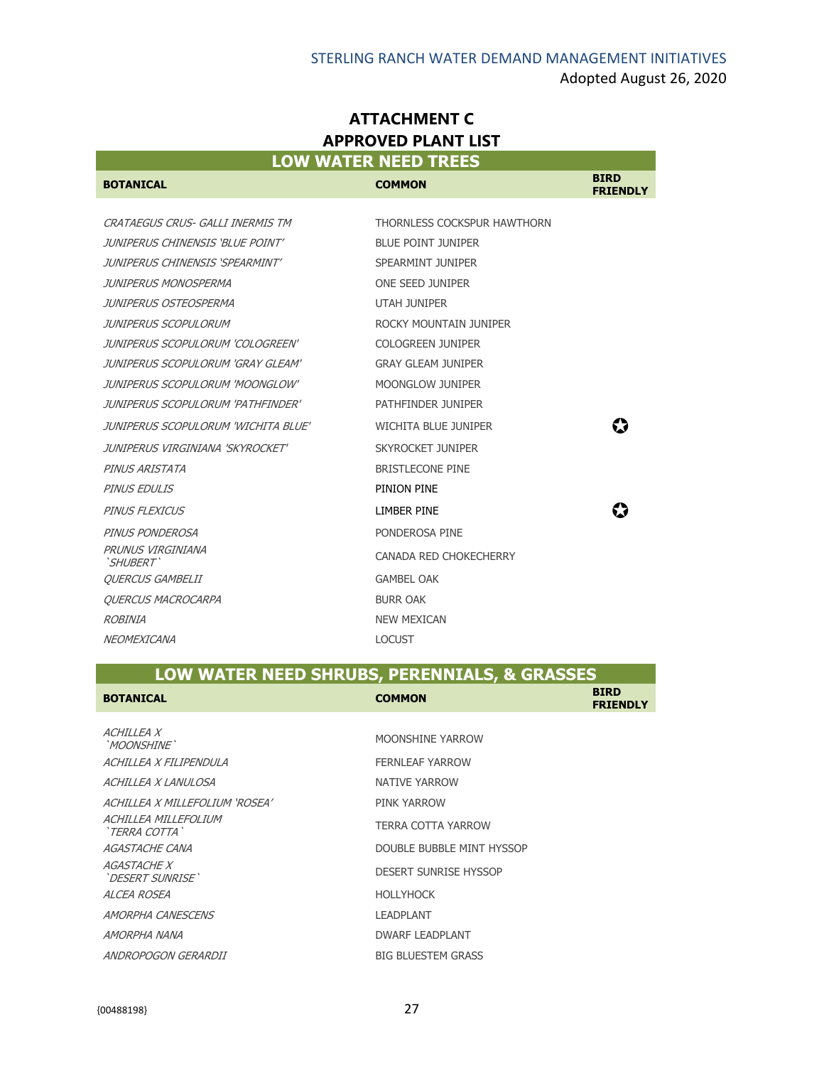## ATTACHMENT C
## APPROVED PLANT LIST

### LOW WATER NEED TREES

| BOTANICAL | COMMON | BIRD FRIENDLY |
|---|---|---|
| *CRATAEGUS CRUS- GALLI INERMIS TM* | THORNLESS COCKSPUR HAWTHORN | |
| *JUNIPERUS CHINENSIS 'BLUE POINT'* | BLUE POINT JUNIPER | |
| *JUNIPERUS CHINENSIS 'SPEARMINT'* | SPEARMINT JUNIPER | |
| *JUNIPERUS MONOSPERMA* | ONE SEED JUNIPER | |
| *JUNIPERUS OSTEOSPERMA* | UTAH JUNIPER | |
| *JUNIPERUS SCOPULORUM* | ROCKY MOUNTAIN JUNIPER | |
| *JUNIPERUS SCOPULORUM 'COLOGREEN'* | COLOGREEN JUNIPER | |
| *JUNIPERUS SCOPULORUM 'GRAY GLEAM'* | GRAY GLEAM JUNIPER | |
| *JUNIPERUS SCOPULORUM 'MOONGLOW'* | MOONGLOW JUNIPER | |
| *JUNIPERUS SCOPULORUM 'PATHFINDER'* | PATHFINDER JUNIPER | |
| *JUNIPERUS SCOPULORUM 'WICHITA BLUE'* | WICHITA BLUE JUNIPER | ✪ |
| *JUNIPERUS VIRGINIANA 'SKYROCKET'* | SKYROCKET JUNIPER | |
| *PINUS ARISTATA* | BRISTLECONE PINE | |
| *PINUS EDULIS* | PINION PINE | |
| *PINUS FLEXICUS* | LIMBER PINE | ✪ |
| *PINUS PONDEROSA* | PONDEROSA PINE | |
| *PRUNUS VIRGINIANA `SHUBERT`* | CANADA RED CHOKECHERRY | |
| *QUERCUS GAMBELII* | GAMBEL OAK | |
| *QUERCUS MACROCARPA* | BURR OAK | |
| *ROBINIA NEOMEXICANA* | NEW MEXICAN LOCUST | |

### LOW WATER NEED SHRUBS, PERENNIALS, & GRASSES

| BOTANICAL | COMMON | BIRD FRIENDLY |
|---|---|---|
| *ACHILLEA X `MOONSHINE`* | MOONSHINE YARROW | |
| *ACHILLEA X FILIPENDULA* | FERNLEAF YARROW | |
| *ACHILLEA X LANULOSA* | NATIVE YARROW | |
| *ACHILLEA X MILLEFOLIUM 'ROSEA'* | PINK YARROW | |
| *ACHILLEA MILLEFOLIUM `TERRA COTTA`* | TERRA COTTA YARROW | |
| *AGASTACHE CANA* | DOUBLE BUBBLE MINT HYSSOP | |
| *AGASTACHE X `DESERT SUNRISE`* | DESERT SUNRISE HYSSOP | |
| *ALCEA ROSEA* | HOLLYHOCK | |
| *AMORPHA CANESCENS* | LEADPLANT | |
| *AMORPHA NANA* | DWARF LEADPLANT | |
| *ANDROPOGON GERARDII* | BIG BLUESTEM GRASS | |

{00488198}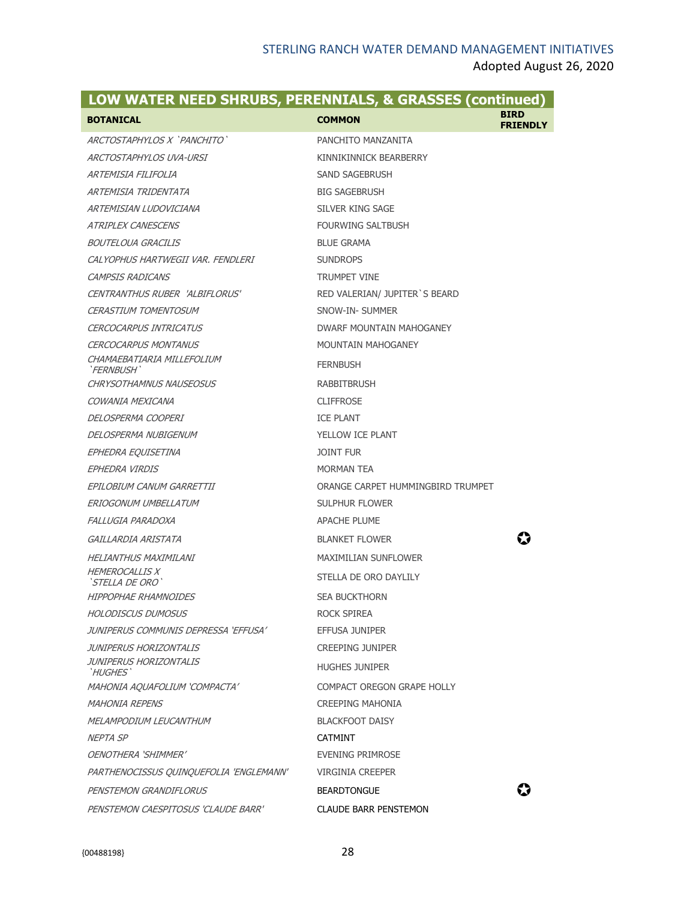## LOW WATER NEED SHRUBS, PERENNIALS, & GRASSES (continued)

| BOTANICAL | COMMON | BIRD FRIENDLY |
|---|---|---|
| *ARCTOSTAPHYLOS X `PANCHITO`* | PANCHITO MANZANITA | |
| *ARCTOSTAPHYLOS UVA-URSI* | KINNIKINNICK BEARBERRY | |
| *ARTEMISIA FILIFOLIA* | SAND SAGEBRUSH | |
| *ARTEMISIA TRIDENTATA* | BIG SAGEBRUSH | |
| *ARTEMISIAN LUDOVICIANA* | SILVER KING SAGE | |
| *ATRIPLEX CANESCENS* | FOURWING SALTBUSH | |
| *BOUTELOUA GRACILIS* | BLUE GRAMA | |
| *CALYOPHUS HARTWEGII VAR. FENDLERI* | SUNDROPS | |
| *CAMPSIS RADICANS* | TRUMPET VINE | |
| *CENTRANTHUS RUBER 'ALBIFLORUS'* | RED VALERIAN/ JUPITER`S BEARD | |
| *CERASTIUM TOMENTOSUM* | SNOW-IN- SUMMER | |
| *CERCOCARPUS INTRICATUS* | DWARF MOUNTAIN MAHOGANEY | |
| *CERCOCARPUS MONTANUS* | MOUNTAIN MAHOGANEY | |
| *CHAMAEBATIARIA MILLEFOLIUM `FERNBUSH`* | FERNBUSH | |
| *CHRYSOTHAMNUS NAUSEOSUS* | RABBITBRUSH | |
| *COWANIA MEXICANA* | CLIFFROSE | |
| *DELOSPERMA COOPERI* | ICE PLANT | |
| *DELOSPERMA NUBIGENUM* | YELLOW ICE PLANT | |
| *EPHEDRA EQUISETINA* | JOINT FUR | |
| *EPHEDRA VIRDIS* | MORMAN TEA | |
| *EPILOBIUM CANUM GARRETTII* | ORANGE CARPET HUMMINGBIRD TRUMPET | |
| *ERIOGONUM UMBELLATUM* | SULPHUR FLOWER | |
| *FALLUGIA PARADOXA* | APACHE PLUME | |
| *GAILLARDIA ARISTATA* | BLANKET FLOWER | ✪ |
| *HELIANTHUS MAXIMILANI* | MAXIMILIAN SUNFLOWER | |
| *HEMEROCALLIS X `STELLA DE ORO`* | STELLA DE ORO DAYLILY | |
| *HIPPOPHAE RHAMNOIDES* | SEA BUCKTHORN | |
| *HOLODISCUS DUMOSUS* | ROCK SPIREA | |
| *JUNIPERUS COMMUNIS DEPRESSA 'EFFUSA'* | EFFUSA JUNIPER | |
| *JUNIPERUS HORIZONTALIS* | CREEPING JUNIPER | |
| *JUNIPERUS HORIZONTALIS `HUGHES`* | HUGHES JUNIPER | |
| *MAHONIA AQUAFOLIUM 'COMPACTA'* | COMPACT OREGON GRAPE HOLLY | |
| *MAHONIA REPENS* | CREEPING MAHONIA | |
| *MELAMPODIUM LEUCANTHUM* | BLACKFOOT DAISY | |
| *NEPTA SP* | CATMINT | |
| *OENOTHERA 'SHIMMER'* | EVENING PRIMROSE | |
| *PARTHENOCISSUS QUINQUEFOLIA 'ENGLEMANN'* | VIRGINIA CREEPER | |
| *PENSTEMON GRANDIFLORUS* | BEARDTONGUE | ✪ |
| *PENSTEMON CAESPITOSUS 'CLAUDE BARR'* | CLAUDE BARR PENSTEMON | |

{00488198}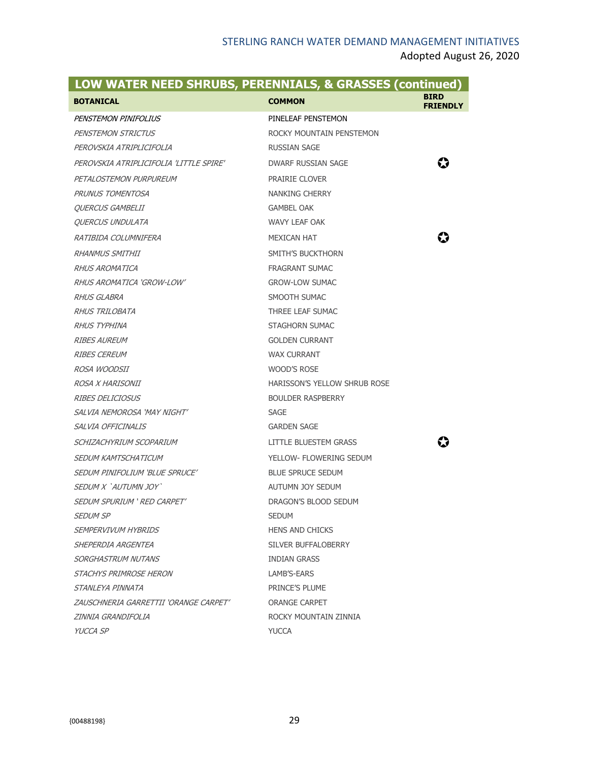| LOW WATER NEED SHRUBS, PERENNIALS, & GRASSES (continued) | | |
|---|---|---|
| **BOTANICAL** | **COMMON** | **BIRD FRIENDLY** |
| *PENSTEMON PINIFOLIUS* | PINELEAF PENSTEMON | |
| *PENSTEMON STRICTUS* | ROCKY MOUNTAIN PENSTEMON | |
| *PEROVSKIA ATRIPLICIFOLIA* | RUSSIAN SAGE | |
| *PEROVSKIA ATRIPLICIFOLIA 'LITTLE SPIRE'* | DWARF RUSSIAN SAGE | ✪ |
| *PETALOSTEMON PURPUREUM* | PRAIRIE CLOVER | |
| *PRUNUS TOMENTOSA* | NANKING CHERRY | |
| *QUERCUS GAMBELII* | GAMBEL OAK | |
| *QUERCUS UNDULATA* | WAVY LEAF OAK | |
| *RATIBIDA COLUMNIFERA* | MEXICAN HAT | ✪ |
| *RHANMUS SMITHII* | SMITH'S BUCKTHORN | |
| *RHUS AROMATICA* | FRAGRANT SUMAC | |
| *RHUS AROMATICA 'GROW-LOW'* | GROW-LOW SUMAC | |
| *RHUS GLABRA* | SMOOTH SUMAC | |
| *RHUS TRILOBATA* | THREE LEAF SUMAC | |
| *RHUS TYPHINA* | STAGHORN SUMAC | |
| *RIBES AUREUM* | GOLDEN CURRANT | |
| *RIBES CEREUM* | WAX CURRANT | |
| *ROSA WOODSII* | WOOD'S ROSE | |
| *ROSA X HARISONII* | HARISSON'S YELLOW SHRUB ROSE | |
| *RIBES DELICIOSUS* | BOULDER RASPBERRY | |
| *SALVIA NEMOROSA 'MAY NIGHT'* | SAGE | |
| *SALVIA OFFICINALIS* | GARDEN SAGE | |
| *SCHIZACHYRIUM SCOPARIUM* | LITTLE BLUESTEM GRASS | ✪ |
| *SEDUM KAMTSCHATICUM* | YELLOW- FLOWERING SEDUM | |
| *SEDUM PINIFOLIUM 'BLUE SPRUCE'* | BLUE SPRUCE SEDUM | |
| *SEDUM X `AUTUMN JOY`* | AUTUMN JOY SEDUM | |
| *SEDUM SPURIUM ' RED CARPET'* | DRAGON'S BLOOD SEDUM | |
| *SEDUM SP* | SEDUM | |
| *SEMPERVIVUM HYBRIDS* | HENS AND CHICKS | |
| *SHEPERDIA ARGENTEA* | SILVER BUFFALOBERRY | |
| *SORGHASTRUM NUTANS* | INDIAN GRASS | |
| *STACHYS PRIMROSE HERON* | LAMB'S-EARS | |
| *STANLEYA PINNATA* | PRINCE'S PLUME | |
| *ZAUSCHNERIA GARRETTII 'ORANGE CARPET'* | ORANGE CARPET | |
| *ZINNIA GRANDIFOLIA* | ROCKY MOUNTAIN ZINNIA | |
| *YUCCA SP* | YUCCA | |

{00488198}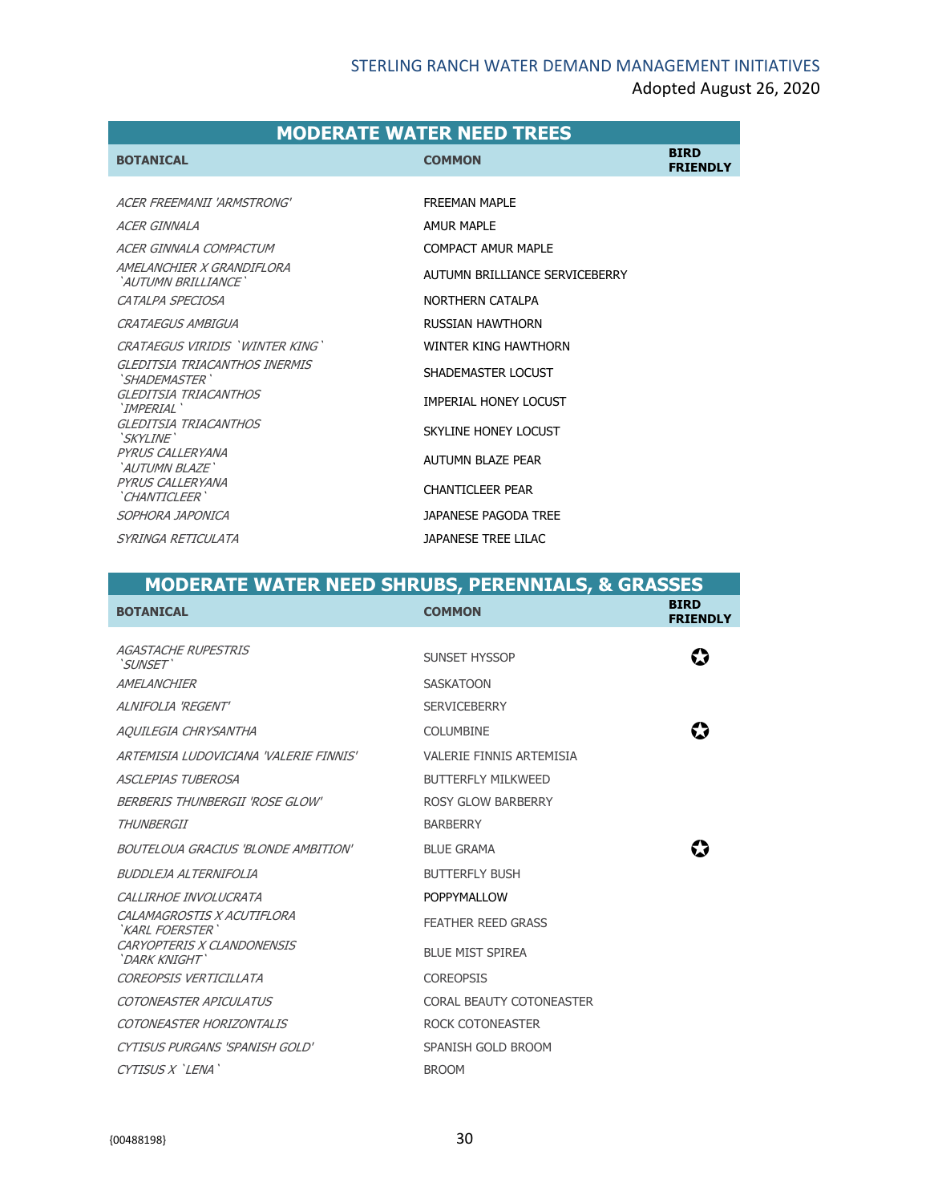## MODERATE WATER NEED TREES

| BOTANICAL | COMMON | BIRD FRIENDLY |
|---|---|---|
| *ACER FREEMANII 'ARMSTRONG'* | FREEMAN MAPLE | |
| *ACER GINNALA* | AMUR MAPLE | |
| *ACER GINNALA COMPACTUM* | COMPACT AMUR MAPLE | |
| *AMELANCHIER X GRANDIFLORA `AUTUMN BRILLIANCE`* | AUTUMN BRILLIANCE SERVICEBERRY | |
| *CATALPA SPECIOSA* | NORTHERN CATALPA | |
| *CRATAEGUS AMBIGUA* | RUSSIAN HAWTHORN | |
| *CRATAEGUS VIRIDIS `WINTER KING`* | WINTER KING HAWTHORN | |
| *GLEDITSIA TRIACANTHOS INERMIS `SHADEMASTER`* | SHADEMASTER LOCUST | |
| *GLEDITSIA TRIACANTHOS `IMPERIAL`* | IMPERIAL HONEY LOCUST | |
| *GLEDITSIA TRIACANTHOS `SKYLINE`* | SKYLINE HONEY LOCUST | |
| *PYRUS CALLERYANA `AUTUMN BLAZE`* | AUTUMN BLAZE PEAR | |
| *PYRUS CALLERYANA `CHANTICLEER`* | CHANTICLEER PEAR | |
| *SOPHORA JAPONICA* | JAPANESE PAGODA TREE | |
| *SYRINGA RETICULATA* | JAPANESE TREE LILAC | |

## MODERATE WATER NEED SHRUBS, PERENNIALS, & GRASSES

| BOTANICAL | COMMON | BIRD FRIENDLY |
|---|---|---|
| *AGASTACHE RUPESTRIS `SUNSET`* | SUNSET HYSSOP | ✪ |
| *AMELANCHIER* | SASKATOON | |
| *ALNIFOLIA 'REGENT'* | SERVICEBERRY | |
| *AQUILEGIA CHRYSANTHA* | COLUMBINE | ✪ |
| *ARTEMISIA LUDOVICIANA 'VALERIE FINNIS'* | VALERIE FINNIS ARTEMISIA | |
| *ASCLEPIAS TUBEROSA* | BUTTERFLY MILKWEED | |
| *BERBERIS THUNBERGII 'ROSE GLOW'* | ROSY GLOW BARBERRY | |
| *THUNBERGII* | BARBERRY | |
| *BOUTELOUA GRACIUS 'BLONDE AMBITION'* | BLUE GRAMA | ✪ |
| *BUDDLEJA ALTERNIFOLIA* | BUTTERFLY BUSH | |
| *CALLIRHOE INVOLUCRATA* | POPPYMALLOW | |
| *CALAMAGROSTIS X ACUTIFLORA `KARL FOERSTER`* | FEATHER REED GRASS | |
| *CARYOPTERIS X CLANDONENSIS `DARK KNIGHT`* | BLUE MIST SPIREA | |
| *COREOPSIS VERTICILLATA* | COREOPSIS | |
| *COTONEASTER APICULATUS* | CORAL BEAUTY COTONEASTER | |
| *COTONEASTER HORIZONTALIS* | ROCK COTONEASTER | |
| *CYTISUS PURGANS 'SPANISH GOLD'* | SPANISH GOLD BROOM | |
| *CYTISUS X `LENA`* | BROOM | |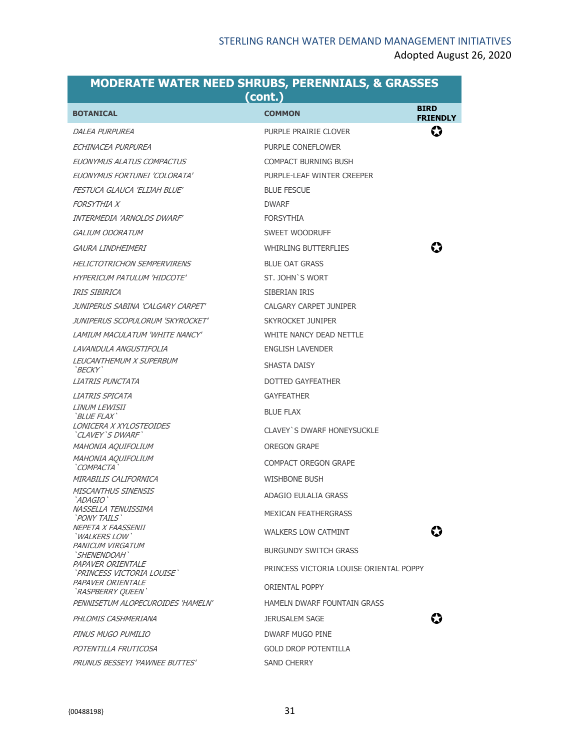| MODERATE WATER NEED SHRUBS, PERENNIALS, & GRASSES (cont.) | | |
|---|---|---|
| **BOTANICAL** | **COMMON** | **BIRD FRIENDLY** |
| *DALEA PURPUREA* | PURPLE PRAIRIE CLOVER | ✪ |
| *ECHINACEA PURPUREA* | PURPLE CONEFLOWER | |
| *EUONYMUS ALATUS COMPACTUS* | COMPACT BURNING BUSH | |
| *EUONYMUS FORTUNEI 'COLORATA'* | PURPLE-LEAF WINTER CREEPER | |
| *FESTUCA GLAUCA 'ELIJAH BLUE'* | BLUE FESCUE | |
| *FORSYTHIA X* | DWARF | |
| *INTERMEDIA 'ARNOLDS DWARF'* | FORSYTHIA | |
| *GALIUM ODORATUM* | SWEET WOODRUFF | |
| *GAURA LINDHEIMERI* | WHIRLING BUTTERFLIES | ✪ |
| *HELICTOTRICHON SEMPERVIRENS* | BLUE OAT GRASS | |
| *HYPERICUM PATULUM 'HIDCOTE'* | ST. JOHN`S WORT | |
| *IRIS SIBIRICA* | SIBERIAN IRIS | |
| *JUNIPERUS SABINA 'CALGARY CARPET'* | CALGARY CARPET JUNIPER | |
| *JUNIPERUS SCOPULORUM 'SKYROCKET'* | SKYROCKET JUNIPER | |
| *LAMIUM MACULATUM 'WHITE NANCY'* | WHITE NANCY DEAD NETTLE | |
| *LAVANDULA ANGUSTIFOLIA* | ENGLISH LAVENDER | |
| *LEUCANTHEMUM X SUPERBUM `BECKY`* | SHASTA DAISY | |
| *LIATRIS PUNCTATA* | DOTTED GAYFEATHER | |
| *LIATRIS SPICATA* | GAYFEATHER | |
| *LINUM LEWISII `BLUE FLAX`* | BLUE FLAX | |
| *LONICERA X XYLOSTEOIDES `CLAVEY`S DWARF`* | CLAVEY`S DWARF HONEYSUCKLE | |
| *MAHONIA AQUIFOLIUM* | OREGON GRAPE | |
| *MAHONIA AQUIFOLIUM `COMPACTA`* | COMPACT OREGON GRAPE | |
| *MIRABILIS CALIFORNICA* | WISHBONE BUSH | |
| *MISCANTHUS SINENSIS `ADAGIO`* | ADAGIO EULALIA GRASS | |
| *NASSELLA TENUISSIMA `PONY TAILS`* | MEXICAN FEATHERGRASS | |
| *NEPETA X FAASSENII `WALKERS LOW`* | WALKERS LOW CATMINT | ✪ |
| *PANICUM VIRGATUM `SHENENDOAH`* | BURGUNDY SWITCH GRASS | |
| *PAPAVER ORIENTALE `PRINCESS VICTORIA LOUISE`* | PRINCESS VICTORIA LOUISE ORIENTAL POPPY | |
| *PAPAVER ORIENTALE `RASPBERRY QUEEN`* | ORIENTAL POPPY | |
| *PENNISETUM ALOPECUROIDES 'HAMELN'* | HAMELN DWARF FOUNTAIN GRASS | |
| *PHLOMIS CASHMERIANA* | JERUSALEM SAGE | ✪ |
| *PINUS MUGO PUMILIO* | DWARF MUGO PINE | |
| *POTENTILLA FRUTICOSA* | GOLD DROP POTENTILLA | |
| *PRUNUS BESSEYI 'PAWNEE BUTTES'* | SAND CHERRY | |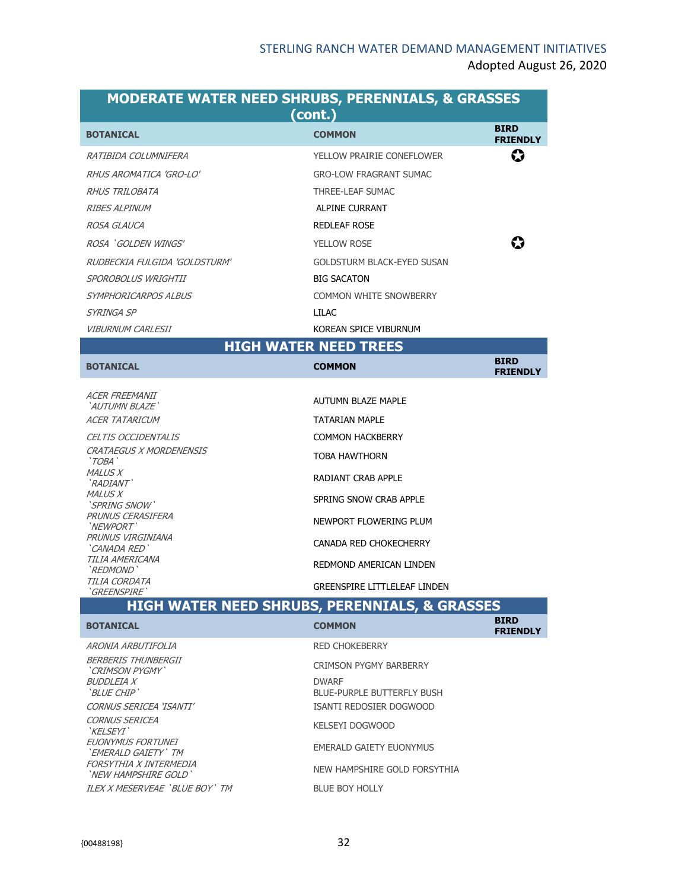| MODERATE WATER NEED SHRUBS, PERENNIALS, & GRASSES (cont.) | | |
|---|---|---|
| **BOTANICAL** | **COMMON** | **BIRD FRIENDLY** |
| *RATIBIDA COLUMNIFERA* | YELLOW PRAIRIE CONEFLOWER | ✪ |
| *RHUS AROMATICA 'GRO-LO'* | GRO-LOW FRAGRANT SUMAC | |
| *RHUS TRILOBATA* | THREE-LEAF SUMAC | |
| *RIBES ALPINUM* | ALPINE CURRANT | |
| *ROSA GLAUCA* | REDLEAF ROSE | |
| *ROSA `GOLDEN WINGS'* | YELLOW ROSE | ✪ |
| *RUDBECKIA FULGIDA 'GOLDSTURM'* | GOLDSTURM BLACK-EYED SUSAN | |
| *SPOROBOLUS WRIGHTII* | BIG SACATON | |
| *SYMPHORICARPOS ALBUS* | COMMON WHITE SNOWBERRY | |
| *SYRINGA SP* | LILAC | |
| *VIBURNUM CARLESII* | KOREAN SPICE VIBURNUM | |

| HIGH WATER NEED TREES | | |
|---|---|---|
| **BOTANICAL** | **COMMON** | **BIRD FRIENDLY** |
| *ACER FREEMANII `AUTUMN BLAZE`* | AUTUMN BLAZE MAPLE | |
| *ACER TATARICUM* | TATARIAN MAPLE | |
| *CELTIS OCCIDENTALIS* | COMMON HACKBERRY | |
| *CRATAEGUS X MORDENENSIS `TOBA`* | TOBA HAWTHORN | |
| *MALUS X `RADIANT`* | RADIANT CRAB APPLE | |
| *MALUS X `SPRING SNOW`* | SPRING SNOW CRAB APPLE | |
| *PRUNUS CERASIFERA `NEWPORT`* | NEWPORT FLOWERING PLUM | |
| *PRUNUS VIRGINIANA `CANADA RED`* | CANADA RED CHOKECHERRY | |
| *TILIA AMERICANA `REDMOND`* | REDMOND AMERICAN LINDEN | |
| *TILIA CORDATA `GREENSPIRE`* | GREENSPIRE LITTLELEAF LINDEN | |

| HIGH WATER NEED SHRUBS, PERENNIALS, & GRASSES | | |
|---|---|---|
| **BOTANICAL** | **COMMON** | **BIRD FRIENDLY** |
| *ARONIA ARBUTIFOLIA* | RED CHOKEBERRY | |
| *BERBERIS THUNBERGII `CRIMSON PYGMY`* | CRIMSON PYGMY BARBERRY | |
| *BUDDLEIA X `BLUE CHIP`* | DWARF BLUE-PURPLE BUTTERFLY BUSH | |
| *CORNUS SERICEA 'ISANTI'* | ISANTI REDOSIER DOGWOOD | |
| *CORNUS SERICEA `KELSEYI`* | KELSEYI DOGWOOD | |
| *EUONYMUS FORTUNEI `EMERALD GAIETY` TM* | EMERALD GAIETY EUONYMUS | |
| *FORSYTHIA X INTERMEDIA `NEW HAMPSHIRE GOLD`* | NEW HAMPSHIRE GOLD FORSYTHIA | |
| *ILEX X MESERVEAE `BLUE BOY` TM* | BLUE BOY HOLLY | |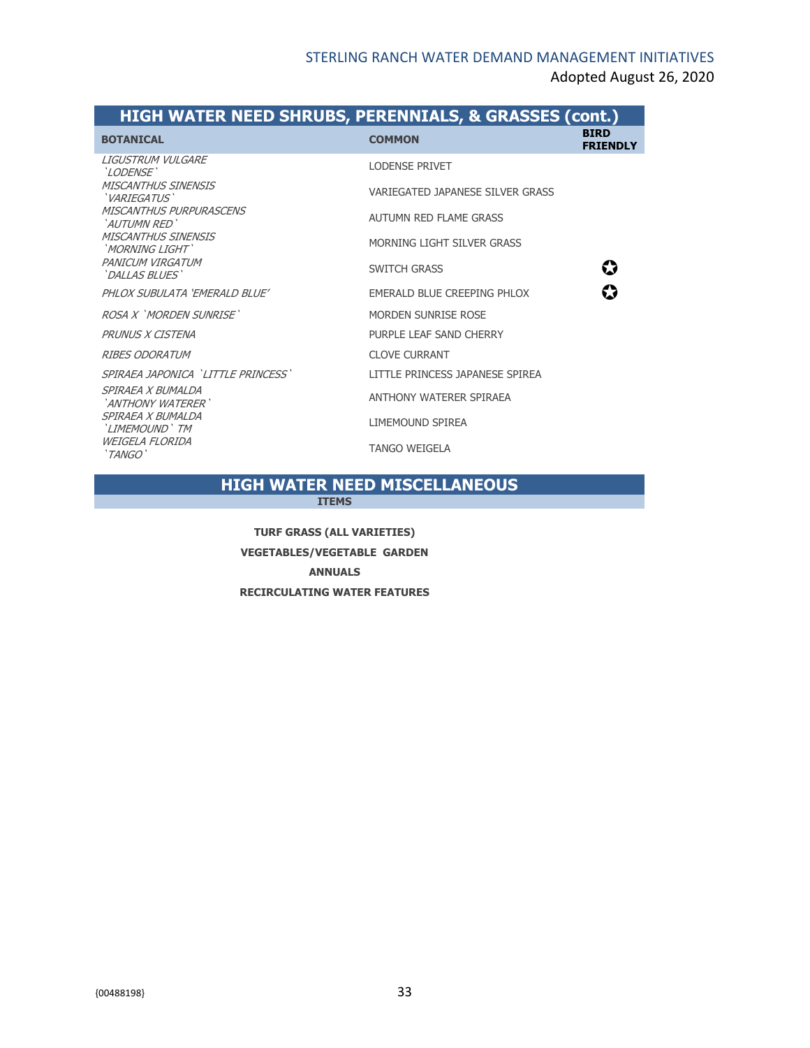## HIGH WATER NEED SHRUBS, PERENNIALS, & GRASSES (cont.)

| BOTANICAL | COMMON | BIRD FRIENDLY |
|---|---|---|
| *LIGUSTRUM VULGARE `LODENSE`* | LODENSE PRIVET | |
| *MISCANTHUS SINENSIS `VARIEGATUS`* | VARIEGATED JAPANESE SILVER GRASS | |
| *MISCANTHUS PURPURASCENS `AUTUMN RED`* | AUTUMN RED FLAME GRASS | |
| *MISCANTHUS SINENSIS `MORNING LIGHT`* | MORNING LIGHT SILVER GRASS | |
| *PANICUM VIRGATUM `DALLAS BLUES`* | SWITCH GRASS | ✪ |
| *PHLOX SUBULATA 'EMERALD BLUE'* | EMERALD BLUE CREEPING PHLOX | ✪ |
| *ROSA X `MORDEN SUNRISE`* | MORDEN SUNRISE ROSE | |
| *PRUNUS X CISTENA* | PURPLE LEAF SAND CHERRY | |
| *RIBES ODORATUM* | CLOVE CURRANT | |
| *SPIRAEA JAPONICA `LITTLE PRINCESS`* | LITTLE PRINCESS JAPANESE SPIREA | |
| *SPIRAEA X BUMALDA `ANTHONY WATERER`* | ANTHONY WATERER SPIRAEA | |
| *SPIRAEA X BUMALDA `LIMEMOUND` TM* | LIMEMOUND SPIREA | |
| *WEIGELA FLORIDA `TANGO`* | TANGO WEIGELA | |

## HIGH WATER NEED MISCELLANEOUS

| ITEMS |
|---|
| **TURF GRASS (ALL VARIETIES)** |
| **VEGETABLES/VEGETABLE GARDEN** |
| **ANNUALS** |
| **RECIRCULATING WATER FEATURES** |

{00488198}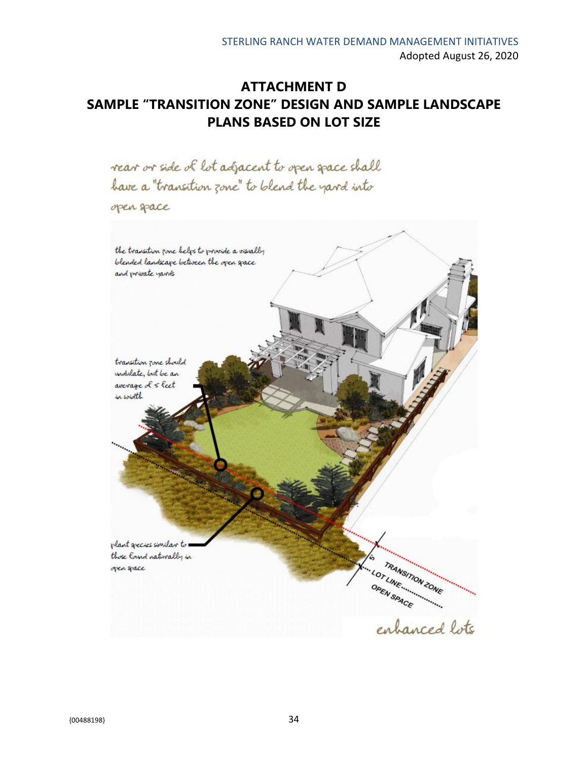# ATTACHMENT D
# SAMPLE "TRANSITION ZONE" DESIGN AND SAMPLE LANDSCAPE PLANS BASED ON LOT SIZE

rear or side of lot adjacent to open space shall have a "transition zone" to blend the yard into open space

the transition zone helps to provide a visually blended landscape between the open space and private yards

transition zone should undulate, but be an average of 5 feet in width

plant species similar to those found naturally in open space

5'

TRANSITION ZONE

LOT LINE

OPEN SPACE

enhanced lots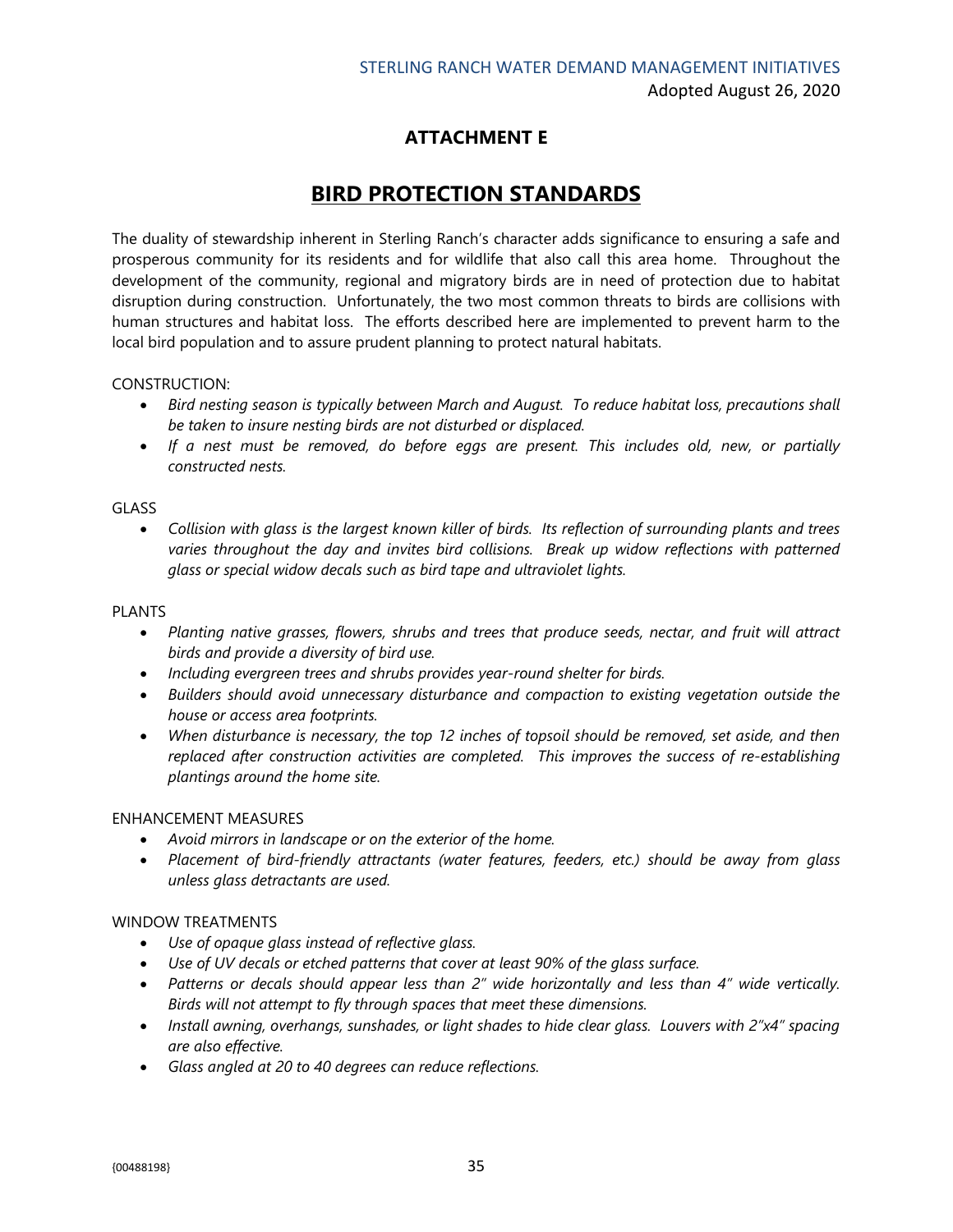## ATTACHMENT E

# BIRD PROTECTION STANDARDS

The duality of stewardship inherent in Sterling Ranch's character adds significance to ensuring a safe and prosperous community for its residents and for wildlife that also call this area home. Throughout the development of the community, regional and migratory birds are in need of protection due to habitat disruption during construction. Unfortunately, the two most common threats to birds are collisions with human structures and habitat loss. The efforts described here are implemented to prevent harm to the local bird population and to assure prudent planning to protect natural habitats.

CONSTRUCTION:

- *Bird nesting season is typically between March and August. To reduce habitat loss, precautions shall be taken to insure nesting birds are not disturbed or displaced.*
- *If a nest must be removed, do before eggs are present. This includes old, new, or partially constructed nests.*

GLASS

- *Collision with glass is the largest known killer of birds. Its reflection of surrounding plants and trees varies throughout the day and invites bird collisions. Break up widow reflections with patterned glass or special widow decals such as bird tape and ultraviolet lights.*

PLANTS

- *Planting native grasses, flowers, shrubs and trees that produce seeds, nectar, and fruit will attract birds and provide a diversity of bird use.*
- *Including evergreen trees and shrubs provides year-round shelter for birds.*
- *Builders should avoid unnecessary disturbance and compaction to existing vegetation outside the house or access area footprints.*
- *When disturbance is necessary, the top 12 inches of topsoil should be removed, set aside, and then replaced after construction activities are completed. This improves the success of re-establishing plantings around the home site.*

ENHANCEMENT MEASURES

- *Avoid mirrors in landscape or on the exterior of the home.*
- *Placement of bird-friendly attractants (water features, feeders, etc.) should be away from glass unless glass detractants are used.*

WINDOW TREATMENTS

- *Use of opaque glass instead of reflective glass.*
- *Use of UV decals or etched patterns that cover at least 90% of the glass surface.*
- *Patterns or decals should appear less than 2" wide horizontally and less than 4" wide vertically. Birds will not attempt to fly through spaces that meet these dimensions.*
- *Install awning, overhangs, sunshades, or light shades to hide clear glass. Louvers with 2"x4" spacing are also effective.*
- *Glass angled at 20 to 40 degrees can reduce reflections.*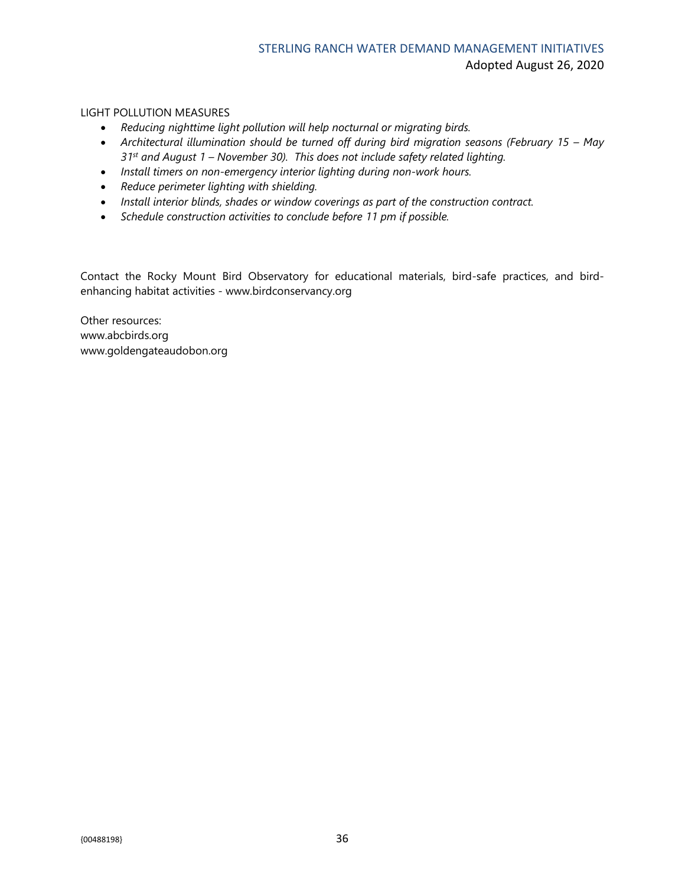LIGHT POLLUTION MEASURES

- *Reducing nighttime light pollution will help nocturnal or migrating birds.*
- *Architectural illumination should be turned off during bird migration seasons (February 15 – May 31st and August 1 – November 30). This does not include safety related lighting.*
- *Install timers on non-emergency interior lighting during non-work hours.*
- *Reduce perimeter lighting with shielding.*
- *Install interior blinds, shades or window coverings as part of the construction contract.*
- *Schedule construction activities to conclude before 11 pm if possible.*

Contact the Rocky Mount Bird Observatory for educational materials, bird-safe practices, and bird-enhancing habitat activities - www.birdconservancy.org

Other resources:
www.abcbirds.org
www.goldengateaudobon.org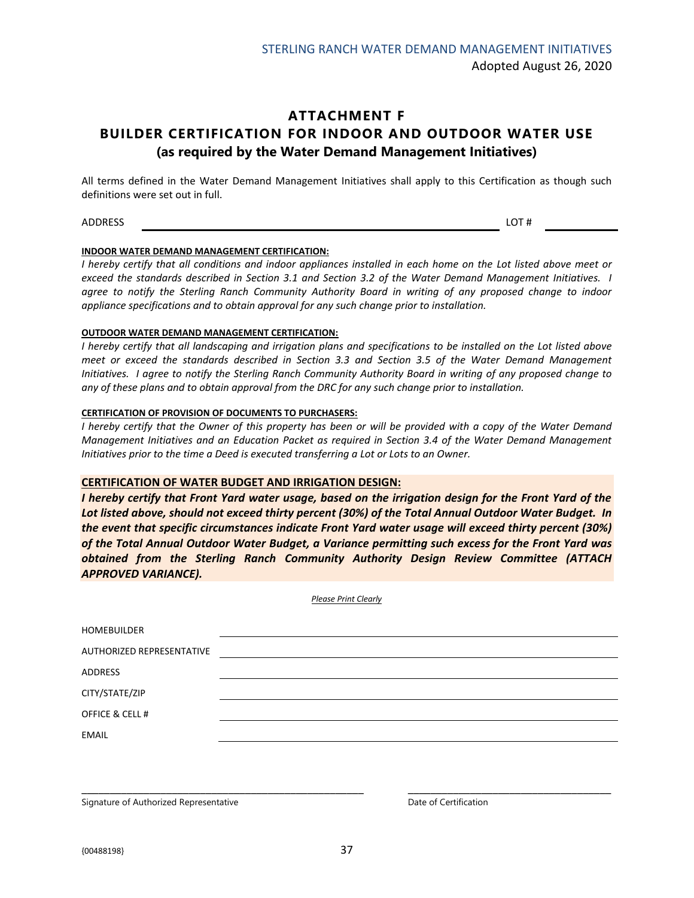# ATTACHMENT F
## BUILDER CERTIFICATION FOR INDOOR AND OUTDOOR WATER USE
### (as required by the Water Demand Management Initiatives)

All terms defined in the Water Demand Management Initiatives shall apply to this Certification as though such definitions were set out in full.

ADDRESS ______________________________________________ LOT # __________

**INDOOR WATER DEMAND MANAGEMENT CERTIFICATION:**

*I hereby certify that all conditions and indoor appliances installed in each home on the Lot listed above meet or exceed the standards described in Section 3.1 and Section 3.2 of the Water Demand Management Initiatives. I agree to notify the Sterling Ranch Community Authority Board in writing of any proposed change to indoor appliance specifications and to obtain approval for any such change prior to installation.*

**OUTDOOR WATER DEMAND MANAGEMENT CERTIFICATION:**

*I hereby certify that all landscaping and irrigation plans and specifications to be installed on the Lot listed above meet or exceed the standards described in Section 3.3 and Section 3.5 of the Water Demand Management Initiatives. I agree to notify the Sterling Ranch Community Authority Board in writing of any proposed change to any of these plans and to obtain approval from the DRC for any such change prior to installation.*

**CERTIFICATION OF PROVISION OF DOCUMENTS TO PURCHASERS:**

*I hereby certify that the Owner of this property has been or will be provided with a copy of the Water Demand Management Initiatives and an Education Packet as required in Section 3.4 of the Water Demand Management Initiatives prior to the time a Deed is executed transferring a Lot or Lots to an Owner.*

**CERTIFICATION OF WATER BUDGET AND IRRIGATION DESIGN:**

***I hereby certify that Front Yard water usage, based on the irrigation design for the Front Yard of the Lot listed above, should not exceed thirty percent (30%) of the Total Annual Outdoor Water Budget. In the event that specific circumstances indicate Front Yard water usage will exceed thirty percent (30%) of the Total Annual Outdoor Water Budget, a Variance permitting such excess for the Front Yard was obtained from the Sterling Ranch Community Authority Design Review Committee (ATTACH APPROVED VARIANCE).***

*Please Print Clearly*

HOMEBUILDER ______________________________________________

AUTHORIZED REPRESENTATIVE ______________________________________________

ADDRESS ______________________________________________

CITY/STATE/ZIP ______________________________________________

OFFICE & CELL # ______________________________________________

EMAIL ______________________________________________

______________________________________ ______________________________

Signature of Authorized Representative Date of Certification

{00488198}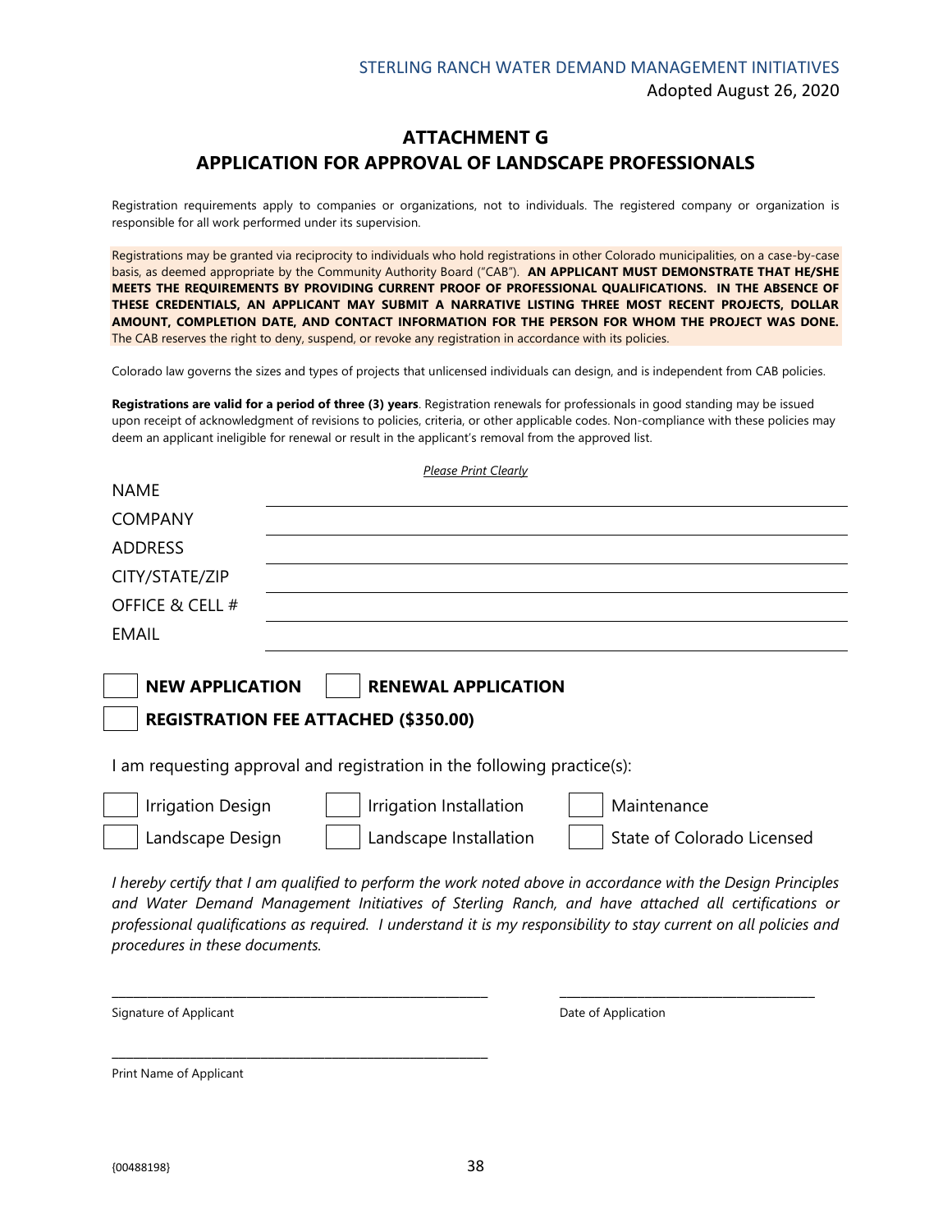# ATTACHMENT G
# APPLICATION FOR APPROVAL OF LANDSCAPE PROFESSIONALS

Registration requirements apply to companies or organizations, not to individuals. The registered company or organization is responsible for all work performed under its supervision.

Registrations may be granted via reciprocity to individuals who hold registrations in other Colorado municipalities, on a case-by-case basis, as deemed appropriate by the Community Authority Board ("CAB"). **AN APPLICANT MUST DEMONSTRATE THAT HE/SHE MEETS THE REQUIREMENTS BY PROVIDING CURRENT PROOF OF PROFESSIONAL QUALIFICATIONS. IN THE ABSENCE OF THESE CREDENTIALS, AN APPLICANT MAY SUBMIT A NARRATIVE LISTING THREE MOST RECENT PROJECTS, DOLLAR AMOUNT, COMPLETION DATE, AND CONTACT INFORMATION FOR THE PERSON FOR WHOM THE PROJECT WAS DONE.** The CAB reserves the right to deny, suspend, or revoke any registration in accordance with its policies.

Colorado law governs the sizes and types of projects that unlicensed individuals can design, and is independent from CAB policies.

**Registrations are valid for a period of three (3) years**. Registration renewals for professionals in good standing may be issued upon receipt of acknowledgment of revisions to policies, criteria, or other applicable codes. Non-compliance with these policies may deem an applicant ineligible for renewal or result in the applicant's removal from the approved list.

*Please Print Clearly*

NAME ______________________________________________

COMPANY ______________________________________________

ADDRESS ______________________________________________

CITY/STATE/ZIP ______________________________________________

OFFICE & CELL # ______________________________________________

EMAIL ______________________________________________

☐ **NEW APPLICATION** ☐ **RENEWAL APPLICATION**

☐ **REGISTRATION FEE ATTACHED ($350.00)**

I am requesting approval and registration in the following practice(s):

☐ Irrigation Design ☐ Irrigation Installation ☐ Maintenance

☐ Landscape Design ☐ Landscape Installation ☐ State of Colorado Licensed

*I hereby certify that I am qualified to perform the work noted above in accordance with the Design Principles and Water Demand Management Initiatives of Sterling Ranch, and have attached all certifications or professional qualifications as required. I understand it is my responsibility to stay current on all policies and procedures in these documents.*

______________________________ ______________________________

Signature of Applicant Date of Application

______________________________

Print Name of Applicant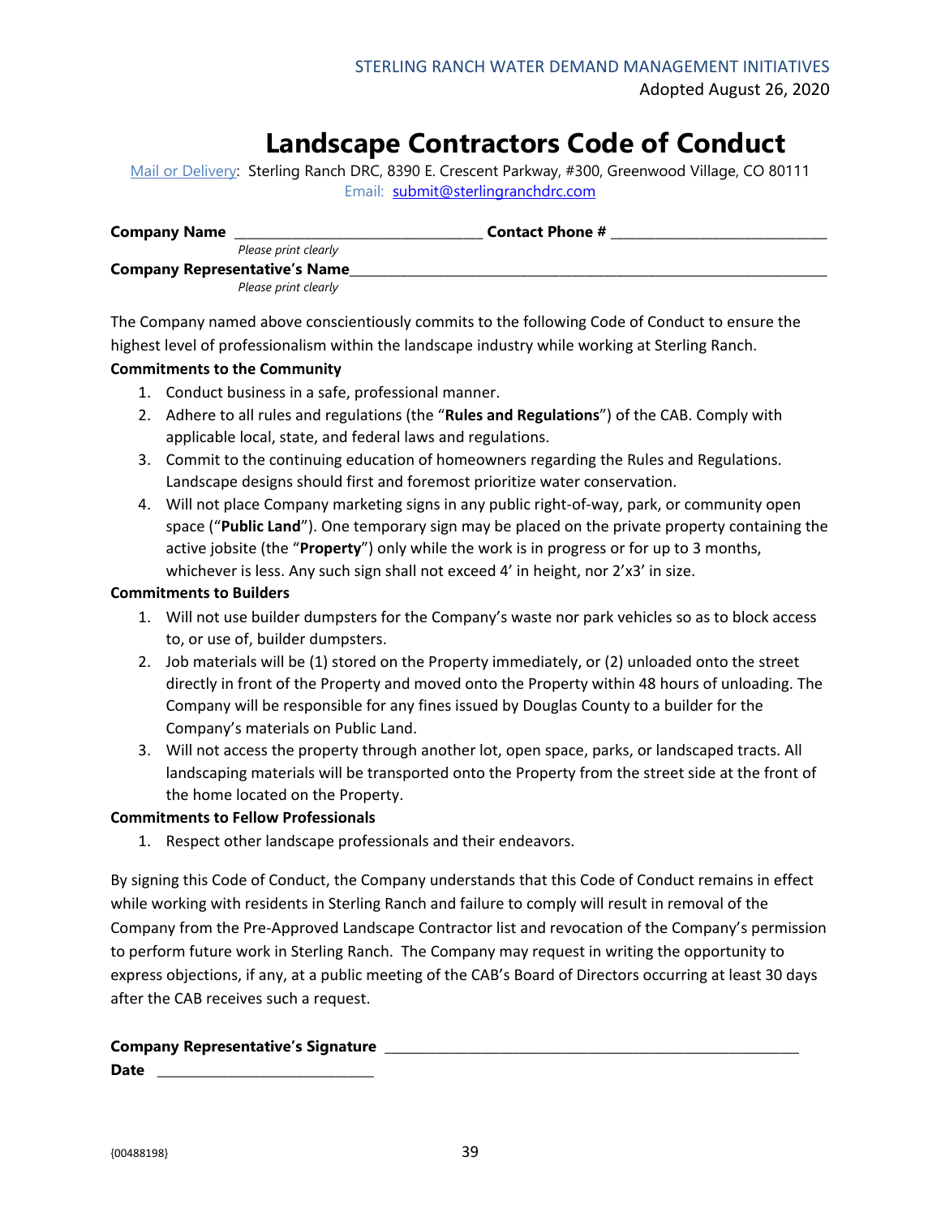STERLING RANCH WATER DEMAND MANAGEMENT INITIATIVES
Adopted August 26, 2020

# Landscape Contractors Code of Conduct

Mail or Delivery: Sterling Ranch DRC, 8390 E. Crescent Parkway, #300, Greenwood Village, CO 80111
Email: submit@sterlingranchdrc.com

**Company Name** ______________________________ **Contact Phone #** ___________________________
*Please print clearly*
**Company Representative's Name**________________________________________________________________
*Please print clearly*

The Company named above conscientiously commits to the following Code of Conduct to ensure the highest level of professionalism within the landscape industry while working at Sterling Ranch.

**Commitments to the Community**

1. Conduct business in a safe, professional manner.
2. Adhere to all rules and regulations (the "**Rules and Regulations**") of the CAB. Comply with applicable local, state, and federal laws and regulations.
3. Commit to the continuing education of homeowners regarding the Rules and Regulations. Landscape designs should first and foremost prioritize water conservation.
4. Will not place Company marketing signs in any public right-of-way, park, or community open space ("**Public Land**"). One temporary sign may be placed on the private property containing the active jobsite (the "**Property**") only while the work is in progress or for up to 3 months, whichever is less. Any such sign shall not exceed 4' in height, nor 2'x3' in size.

**Commitments to Builders**

1. Will not use builder dumpsters for the Company's waste nor park vehicles so as to block access to, or use of, builder dumpsters.
2. Job materials will be (1) stored on the Property immediately, or (2) unloaded onto the street directly in front of the Property and moved onto the Property within 48 hours of unloading. The Company will be responsible for any fines issued by Douglas County to a builder for the Company's materials on Public Land.
3. Will not access the property through another lot, open space, parks, or landscaped tracts. All landscaping materials will be transported onto the Property from the street side at the front of the home located on the Property.

**Commitments to Fellow Professionals**

1. Respect other landscape professionals and their endeavors.

By signing this Code of Conduct, the Company understands that this Code of Conduct remains in effect while working with residents in Sterling Ranch and failure to comply will result in removal of the Company from the Pre-Approved Landscape Contractor list and revocation of the Company's permission to perform future work in Sterling Ranch. The Company may request in writing the opportunity to express objections, if any, at a public meeting of the CAB's Board of Directors occurring at least 30 days after the CAB receives such a request.

**Company Representative's Signature** ____________________________________________________

**Date** ___________________________

{00488198}